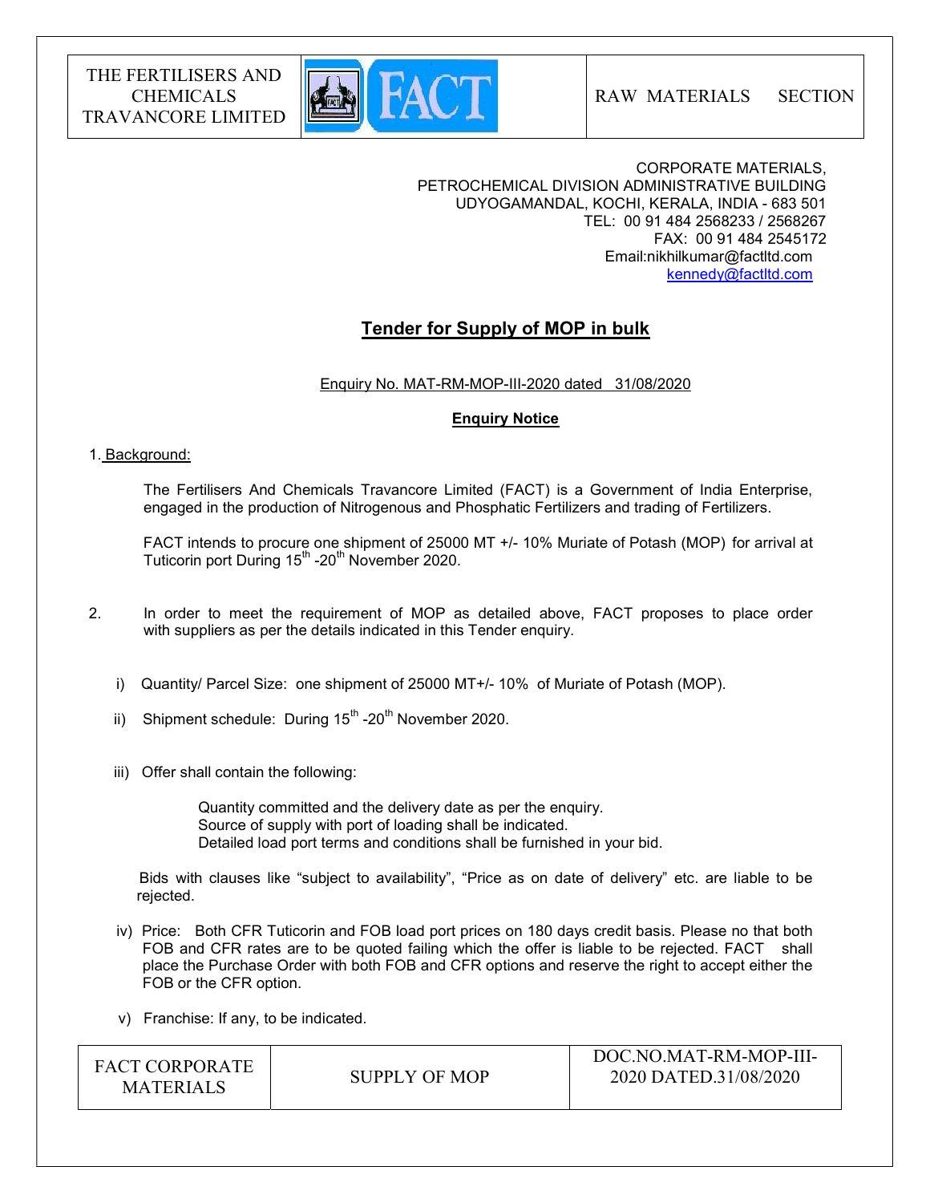| THE FERTILISERS AND CHEMICALS TRAVANCORE LIMITED | FACT | RAW MATERIALS SECTION |
|---|---|---|

CORPORATE MATERIALS,
PETROCHEMICAL DIVISION ADMINISTRATIVE BUILDING
UDYOGAMANDAL, KOCHI, KERALA, INDIA - 683 501
TEL: 00 91 484 2568233 / 2568267
FAX: 00 91 484 2545172
Email:nikhilkumar@factltd.com
kennedy@factltd.com

## Tender for Supply of MOP in bulk

Enquiry No. MAT-RM-MOP-III-2020 dated 31/08/2020

**Enquiry Notice**

1. Background:

The Fertilisers And Chemicals Travancore Limited (FACT) is a Government of India Enterprise, engaged in the production of Nitrogenous and Phosphatic Fertilizers and trading of Fertilizers.

FACT intends to procure one shipment of 25000 MT +/- 10% Muriate of Potash (MOP) for arrival at Tuticorin port During 15th -20th November 2020.

2. In order to meet the requirement of MOP as detailed above, FACT proposes to place order with suppliers as per the details indicated in this Tender enquiry.

   i) Quantity/ Parcel Size: one shipment of 25000 MT+/- 10% of Muriate of Potash (MOP).

   ii) Shipment schedule: During 15th -20th November 2020.

   iii) Offer shall contain the following:

      Quantity committed and the delivery date as per the enquiry.
      Source of supply with port of loading shall be indicated.
      Detailed load port terms and conditions shall be furnished in your bid.

   Bids with clauses like "subject to availability", "Price as on date of delivery" etc. are liable to be rejected.

   iv) Price: Both CFR Tuticorin and FOB load port prices on 180 days credit basis. Please no that both FOB and CFR rates are to be quoted failing which the offer is liable to be rejected. FACT shall place the Purchase Order with both FOB and CFR options and reserve the right to accept either the FOB or the CFR option.

   v) Franchise: If any, to be indicated.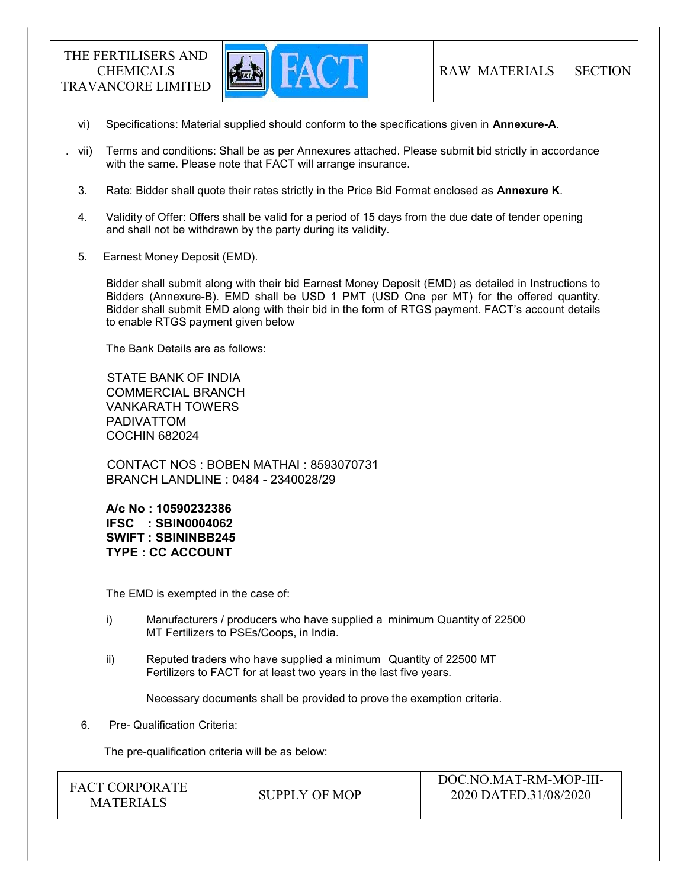vi) Specifications: Material supplied should conform to the specifications given in **Annexure-A**.

vii) Terms and conditions: Shall be as per Annexures attached. Please submit bid strictly in accordance with the same. Please note that FACT will arrange insurance.

3. Rate: Bidder shall quote their rates strictly in the Price Bid Format enclosed as **Annexure K**.

4. Validity of Offer: Offers shall be valid for a period of 15 days from the due date of tender opening and shall not be withdrawn by the party during its validity.

5. Earnest Money Deposit (EMD).

Bidder shall submit along with their bid Earnest Money Deposit (EMD) as detailed in Instructions to Bidders (Annexure-B). EMD shall be USD 1 PMT (USD One per MT) for the offered quantity. Bidder shall submit EMD along with their bid in the form of RTGS payment. FACT's account details to enable RTGS payment given below

The Bank Details are as follows:

STATE BANK OF INDIA
COMMERCIAL BRANCH
VANKARATH TOWERS
PADIVATTOM
COCHIN 682024

CONTACT NOS : BOBEN MATHAI : 8593070731
BRANCH LANDLINE : 0484 - 2340028/29

**A/c No : 10590232386**
**IFSC : SBIN0004062**
**SWIFT : SBININBB245**
**TYPE : CC ACCOUNT**

The EMD is exempted in the case of:

i) Manufacturers / producers who have supplied a minimum Quantity of 22500 MT Fertilizers to PSEs/Coops, in India.

ii) Reputed traders who have supplied a minimum Quantity of 22500 MT Fertilizers to FACT for at least two years in the last five years.

Necessary documents shall be provided to prove the exemption criteria.

6. Pre- Qualification Criteria:

The pre-qualification criteria will be as below: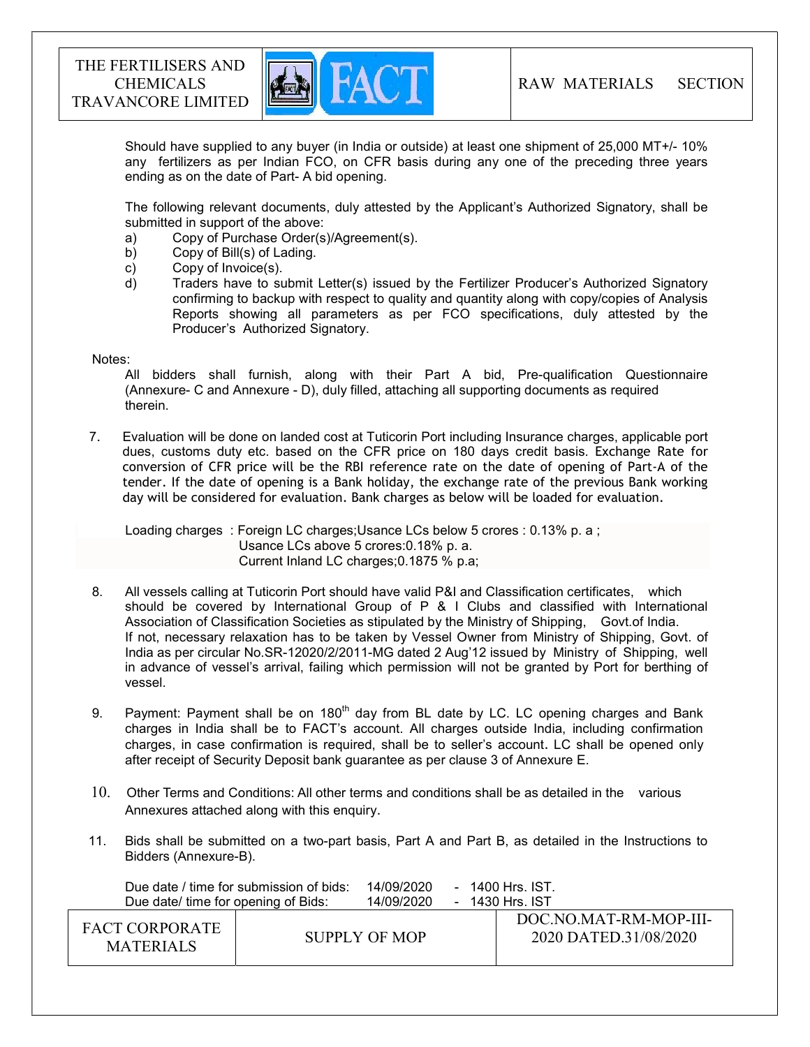Should have supplied to any buyer (in India or outside) at least one shipment of 25,000 MT+/- 10% any fertilizers as per Indian FCO, on CFR basis during any one of the preceding three years ending as on the date of Part- A bid opening.

The following relevant documents, duly attested by the Applicant's Authorized Signatory, shall be submitted in support of the above:

a) Copy of Purchase Order(s)/Agreement(s).
b) Copy of Bill(s) of Lading.
c) Copy of Invoice(s).
d) Traders have to submit Letter(s) issued by the Fertilizer Producer's Authorized Signatory confirming to backup with respect to quality and quantity along with copy/copies of Analysis Reports showing all parameters as per FCO specifications, duly attested by the Producer's Authorized Signatory.

Notes:

All bidders shall furnish, along with their Part A bid, Pre-qualification Questionnaire (Annexure- C and Annexure - D), duly filled, attaching all supporting documents as required therein.

7. Evaluation will be done on landed cost at Tuticorin Port including Insurance charges, applicable port dues, customs duty etc. based on the CFR price on 180 days credit basis. Exchange Rate for conversion of CFR price will be the RBI reference rate on the date of opening of Part-A of the tender. If the date of opening is a Bank holiday, the exchange rate of the previous Bank working day will be considered for evaluation. Bank charges as below will be loaded for evaluation.

   Loading charges : Foreign LC charges;Usance LCs below 5 crores : 0.13% p. a ;
   Usance LCs above 5 crores:0.18% p. a.
   Current Inland LC charges;0.1875 % p.a;

8. All vessels calling at Tuticorin Port should have valid P&I and Classification certificates, which should be covered by International Group of P & I Clubs and classified with International Association of Classification Societies as stipulated by the Ministry of Shipping, Govt.of India. If not, necessary relaxation has to be taken by Vessel Owner from Ministry of Shipping, Govt. of India as per circular No.SR-12020/2/2011-MG dated 2 Aug'12 issued by Ministry of Shipping, well in advance of vessel's arrival, failing which permission will not be granted by Port for berthing of vessel.

9. Payment: Payment shall be on 180th day from BL date by LC. LC opening charges and Bank charges in India shall be to FACT's account. All charges outside India, including confirmation charges, in case confirmation is required, shall be to seller's account. LC shall be opened only after receipt of Security Deposit bank guarantee as per clause 3 of Annexure E.

10. Other Terms and Conditions: All other terms and conditions shall be as detailed in the various Annexures attached along with this enquiry.

11. Bids shall be submitted on a two-part basis, Part A and Part B, as detailed in the Instructions to Bidders (Annexure-B).

| | | |
|---|---|---|
| Due date / time for submission of bids: | 14/09/2020 | - 1400 Hrs. IST. |
| Due date/ time for opening of Bids: | 14/09/2020 | - 1430 Hrs. IST |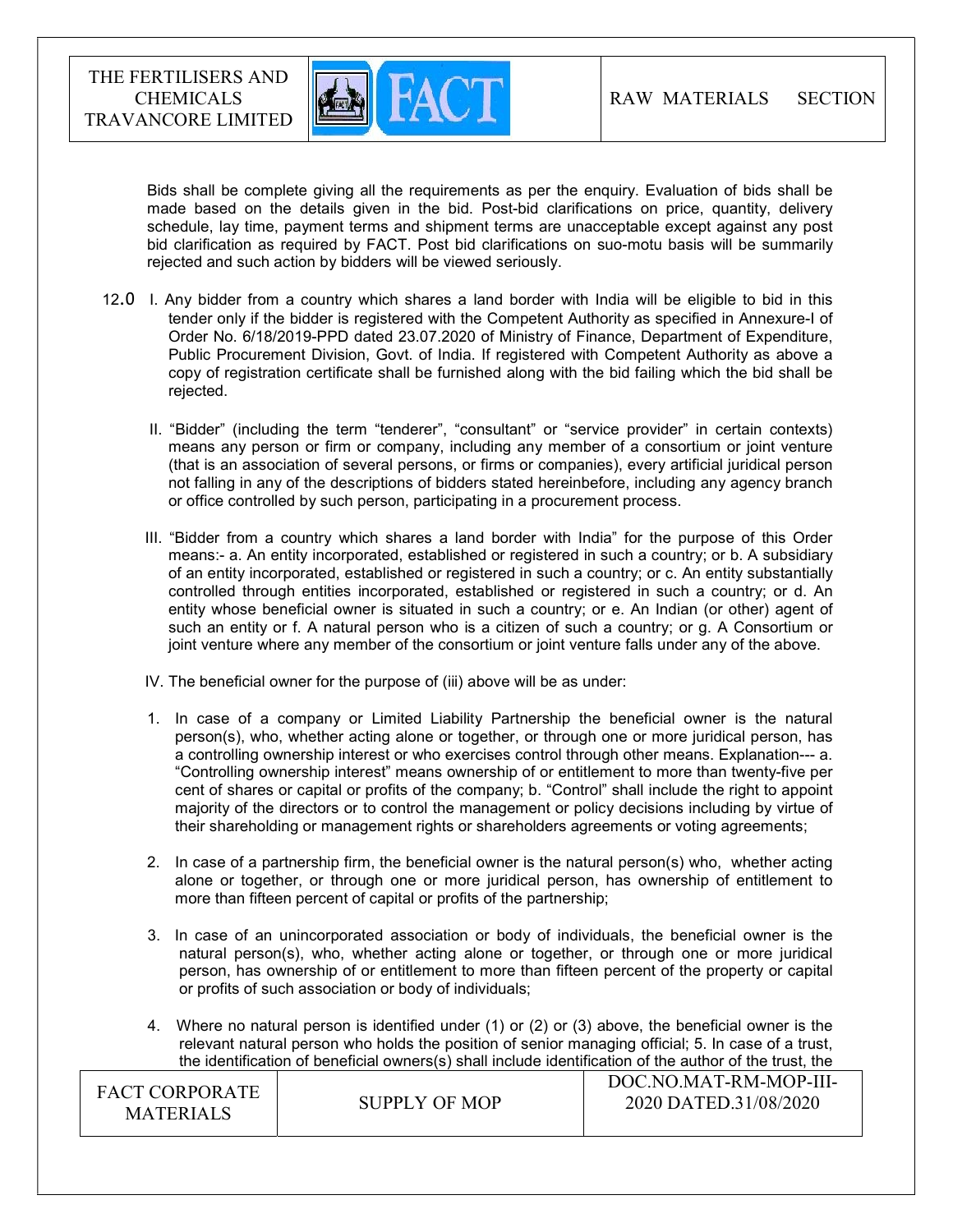Bids shall be complete giving all the requirements as per the enquiry. Evaluation of bids shall be made based on the details given in the bid. Post-bid clarifications on price, quantity, delivery schedule, lay time, payment terms and shipment terms are unacceptable except against any post bid clarification as required by FACT. Post bid clarifications on suo-motu basis will be summarily rejected and such action by bidders will be viewed seriously.

12.0 I. Any bidder from a country which shares a land border with India will be eligible to bid in this tender only if the bidder is registered with the Competent Authority as specified in Annexure-I of Order No. 6/18/2019-PPD dated 23.07.2020 of Ministry of Finance, Department of Expenditure, Public Procurement Division, Govt. of India. If registered with Competent Authority as above a copy of registration certificate shall be furnished along with the bid failing which the bid shall be rejected.

II. "Bidder" (including the term "tenderer", "consultant" or "service provider" in certain contexts) means any person or firm or company, including any member of a consortium or joint venture (that is an association of several persons, or firms or companies), every artificial juridical person not falling in any of the descriptions of bidders stated hereinbefore, including any agency branch or office controlled by such person, participating in a procurement process.

III. "Bidder from a country which shares a land border with India" for the purpose of this Order means:- a. An entity incorporated, established or registered in such a country; or b. A subsidiary of an entity incorporated, established or registered in such a country; or c. An entity substantially controlled through entities incorporated, established or registered in such a country; or d. An entity whose beneficial owner is situated in such a country; or e. An Indian (or other) agent of such an entity or f. A natural person who is a citizen of such a country; or g. A Consortium or joint venture where any member of the consortium or joint venture falls under any of the above.

IV. The beneficial owner for the purpose of (iii) above will be as under:

1. In case of a company or Limited Liability Partnership the beneficial owner is the natural person(s), who, whether acting alone or together, or through one or more juridical person, has a controlling ownership interest or who exercises control through other means. Explanation--- a. "Controlling ownership interest" means ownership of or entitlement to more than twenty-five per cent of shares or capital or profits of the company; b. "Control" shall include the right to appoint majority of the directors or to control the management or policy decisions including by virtue of their shareholding or management rights or shareholders agreements or voting agreements;

2. In case of a partnership firm, the beneficial owner is the natural person(s) who, whether acting alone or together, or through one or more juridical person, has ownership of entitlement to more than fifteen percent of capital or profits of the partnership;

3. In case of an unincorporated association or body of individuals, the beneficial owner is the natural person(s), who, whether acting alone or together, or through one or more juridical person, has ownership of or entitlement to more than fifteen percent of the property or capital or profits of such association or body of individuals;

4. Where no natural person is identified under (1) or (2) or (3) above, the beneficial owner is the relevant natural person who holds the position of senior managing official; 5. In case of a trust, the identification of beneficial owners(s) shall include identification of the author of the trust, the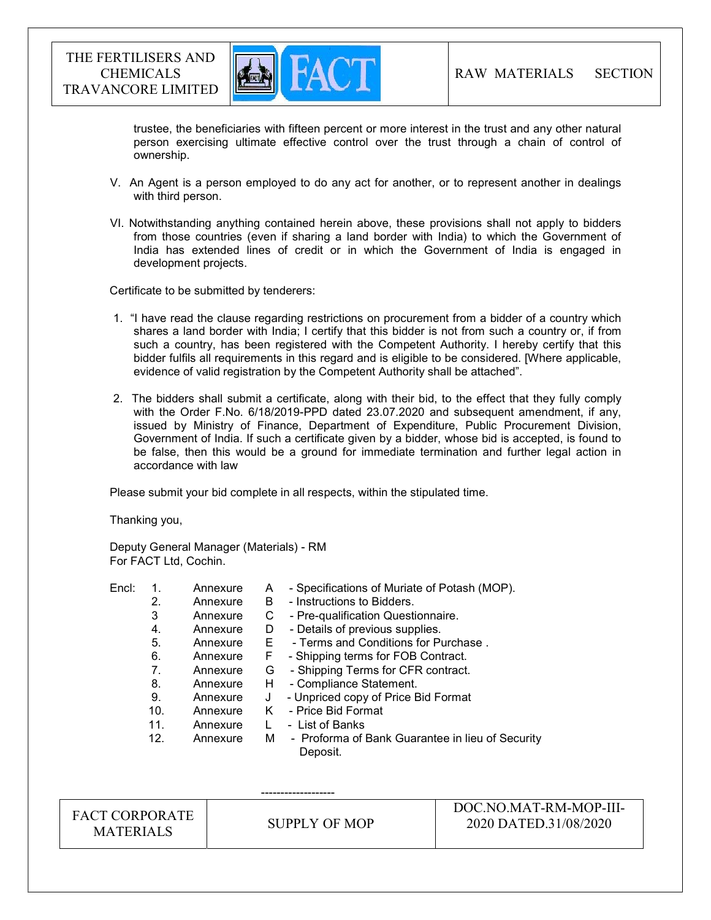trustee, the beneficiaries with fifteen percent or more interest in the trust and any other natural person exercising ultimate effective control over the trust through a chain of control of ownership.

V. An Agent is a person employed to do any act for another, or to represent another in dealings with third person.

VI. Notwithstanding anything contained herein above, these provisions shall not apply to bidders from those countries (even if sharing a land border with India) to which the Government of India has extended lines of credit or in which the Government of India is engaged in development projects.

Certificate to be submitted by tenderers:

1. "I have read the clause regarding restrictions on procurement from a bidder of a country which shares a land border with India; I certify that this bidder is not from such a country or, if from such a country, has been registered with the Competent Authority. I hereby certify that this bidder fulfils all requirements in this regard and is eligible to be considered. [Where applicable, evidence of valid registration by the Competent Authority shall be attached".

2. The bidders shall submit a certificate, along with their bid, to the effect that they fully comply with the Order F.No. 6/18/2019-PPD dated 23.07.2020 and subsequent amendment, if any, issued by Ministry of Finance, Department of Expenditure, Public Procurement Division, Government of India. If such a certificate given by a bidder, whose bid is accepted, is found to be false, then this would be a ground for immediate termination and further legal action in accordance with law

Please submit your bid complete in all respects, within the stipulated time.

Thanking you,

Deputy General Manager (Materials) - RM
For FACT Ltd, Cochin.

Encl:
1. Annexure A - Specifications of Muriate of Potash (MOP).
2. Annexure B - Instructions to Bidders.
3. Annexure C - Pre-qualification Questionnaire.
4. Annexure D - Details of previous supplies.
5. Annexure E - Terms and Conditions for Purchase .
6. Annexure F - Shipping terms for FOB Contract.
7. Annexure G - Shipping Terms for CFR contract.
8. Annexure H - Compliance Statement.
9. Annexure J - Unpriced copy of Price Bid Format
10. Annexure K - Price Bid Format
11. Annexure L - List of Banks
12. Annexure M - Proforma of Bank Guarantee in lieu of Security Deposit.

-------------------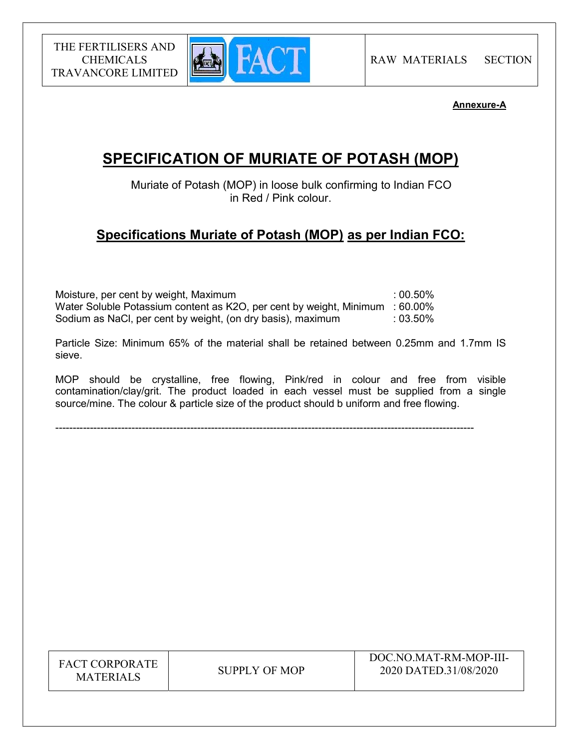**Annexure-A**

# SPECIFICATION OF MURIATE OF POTASH (MOP)

Muriate of Potash (MOP) in loose bulk confirming to Indian FCO in Red / Pink colour.

## Specifications Muriate of Potash (MOP) as per Indian FCO:

| | |
|---|---|
| Moisture, per cent by weight, Maximum | : 00.50% |
| Water Soluble Potassium content as $K_2O$, per cent by weight, Minimum | : 60.00% |
| Sodium as NaCl, per cent by weight, (on dry basis), maximum | : 03.50% |

Particle Size: Minimum 65% of the material shall be retained between 0.25mm and 1.7mm IS sieve.

MOP should be crystalline, free flowing, Pink/red in colour and free from visible contamination/clay/grit. The product loaded in each vessel must be supplied from a single source/mine. The colour & particle size of the product should b uniform and free flowing.

---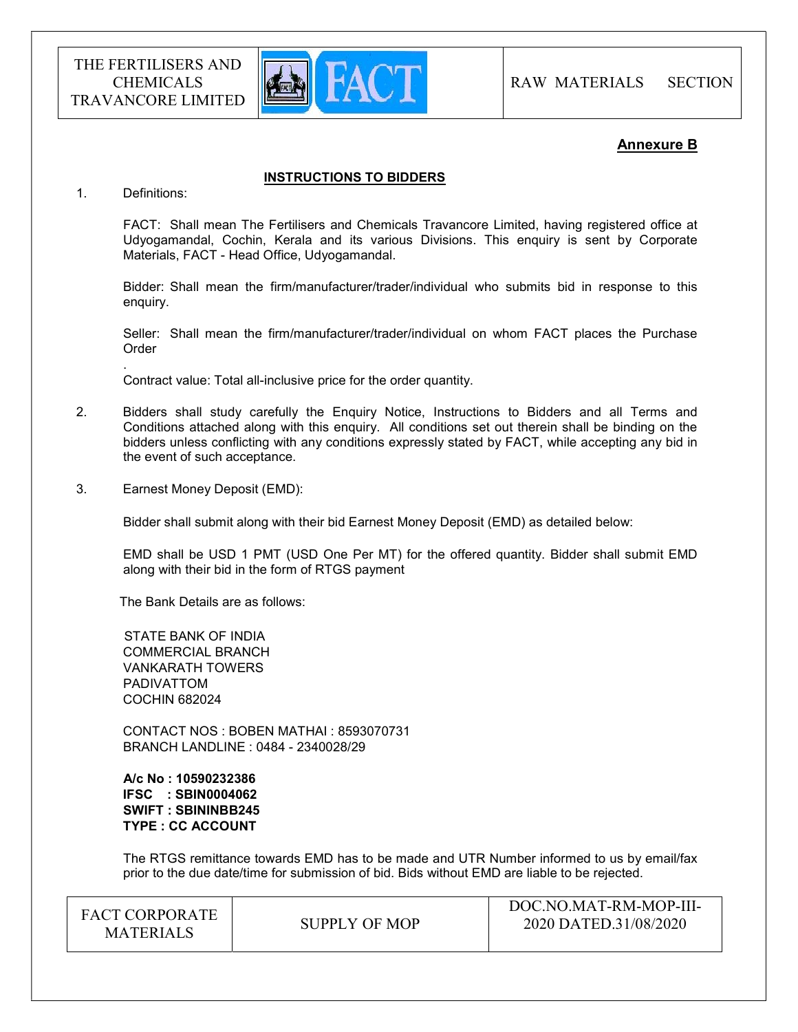## Annexure B

### INSTRUCTIONS TO BIDDERS

1. Definitions:

   FACT: Shall mean The Fertilisers and Chemicals Travancore Limited, having registered office at Udyogamandal, Cochin, Kerala and its various Divisions. This enquiry is sent by Corporate Materials, FACT - Head Office, Udyogamandal.

   Bidder: Shall mean the firm/manufacturer/trader/individual who submits bid in response to this enquiry.

   Seller: Shall mean the firm/manufacturer/trader/individual on whom FACT places the Purchase Order

   .

   Contract value: Total all-inclusive price for the order quantity.

2. Bidders shall study carefully the Enquiry Notice, Instructions to Bidders and all Terms and Conditions attached along with this enquiry. All conditions set out therein shall be binding on the bidders unless conflicting with any conditions expressly stated by FACT, while accepting any bid in the event of such acceptance.

3. Earnest Money Deposit (EMD):

   Bidder shall submit along with their bid Earnest Money Deposit (EMD) as detailed below:

   EMD shall be USD 1 PMT (USD One Per MT) for the offered quantity. Bidder shall submit EMD along with their bid in the form of RTGS payment

   The Bank Details are as follows:

   STATE BANK OF INDIA
   COMMERCIAL BRANCH
   VANKARATH TOWERS
   PADIVATTOM
   COCHIN 682024

   CONTACT NOS : BOBEN MATHAI : 8593070731
   BRANCH LANDLINE : 0484 - 2340028/29

   **A/c No : 10590232386**
   **IFSC : SBIN0004062**
   **SWIFT : SBININBB245**
   **TYPE : CC ACCOUNT**

   The RTGS remittance towards EMD has to be made and UTR Number informed to us by email/fax prior to the due date/time for submission of bid. Bids without EMD are liable to be rejected.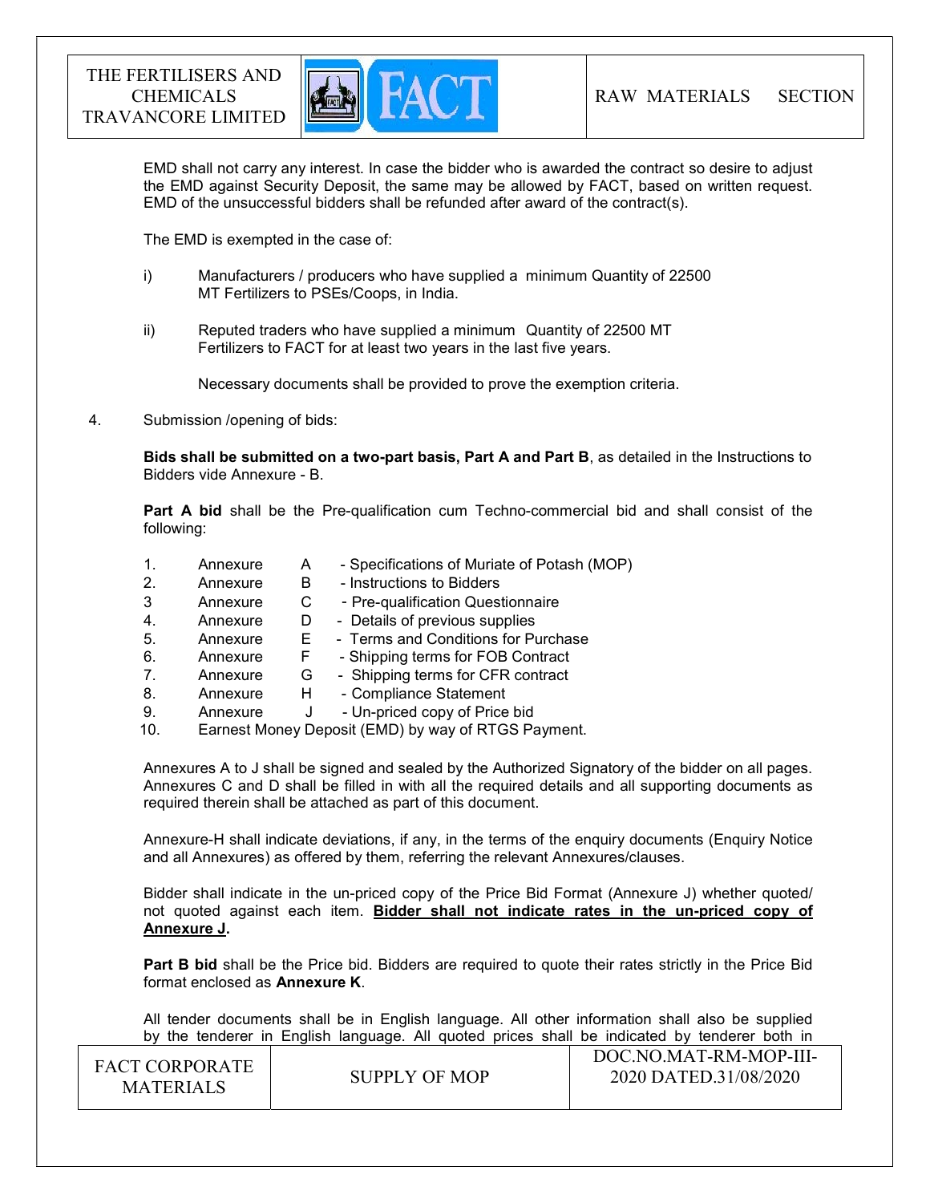EMD shall not carry any interest. In case the bidder who is awarded the contract so desire to adjust the EMD against Security Deposit, the same may be allowed by FACT, based on written request. EMD of the unsuccessful bidders shall be refunded after award of the contract(s).

The EMD is exempted in the case of:

i) Manufacturers / producers who have supplied a minimum Quantity of 22500 MT Fertilizers to PSEs/Coops, in India.

ii) Reputed traders who have supplied a minimum Quantity of 22500 MT Fertilizers to FACT for at least two years in the last five years.

Necessary documents shall be provided to prove the exemption criteria.

4. Submission /opening of bids:

**Bids shall be submitted on a two-part basis, Part A and Part B**, as detailed in the Instructions to Bidders vide Annexure - B.

**Part A bid** shall be the Pre-qualification cum Techno-commercial bid and shall consist of the following:

1. Annexure A - Specifications of Muriate of Potash (MOP)
2. Annexure B - Instructions to Bidders
3. Annexure C - Pre-qualification Questionnaire
4. Annexure D - Details of previous supplies
5. Annexure E - Terms and Conditions for Purchase
6. Annexure F - Shipping terms for FOB Contract
7. Annexure G - Shipping terms for CFR contract
8. Annexure H - Compliance Statement
9. Annexure J - Un-priced copy of Price bid
10. Earnest Money Deposit (EMD) by way of RTGS Payment.

Annexures A to J shall be signed and sealed by the Authorized Signatory of the bidder on all pages. Annexures C and D shall be filled in with all the required details and all supporting documents as required therein shall be attached as part of this document.

Annexure-H shall indicate deviations, if any, in the terms of the enquiry documents (Enquiry Notice and all Annexures) as offered by them, referring the relevant Annexures/clauses.

Bidder shall indicate in the un-priced copy of the Price Bid Format (Annexure J) whether quoted/ not quoted against each item. **Bidder shall not indicate rates in the un-priced copy of Annexure J.**

**Part B bid** shall be the Price bid. Bidders are required to quote their rates strictly in the Price Bid format enclosed as **Annexure K**.

All tender documents shall be in English language. All other information shall also be supplied by the tenderer in English language. All quoted prices shall be indicated by tenderer both in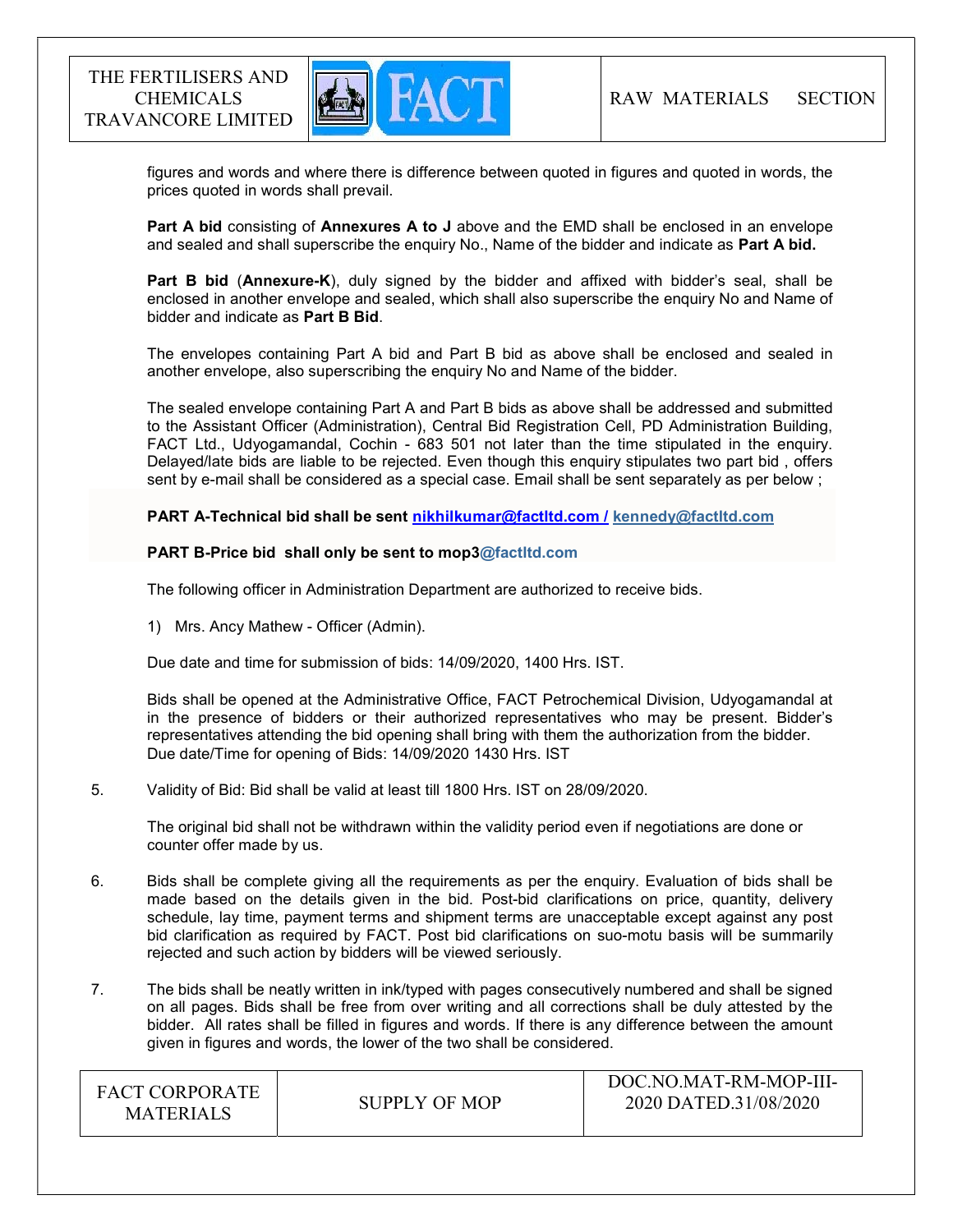figures and words and where there is difference between quoted in figures and quoted in words, the prices quoted in words shall prevail.

**Part A bid** consisting of **Annexures A to J** above and the EMD shall be enclosed in an envelope and sealed and shall superscribe the enquiry No., Name of the bidder and indicate as **Part A bid.**

**Part B bid** (**Annexure-K**), duly signed by the bidder and affixed with bidder's seal, shall be enclosed in another envelope and sealed, which shall also superscribe the enquiry No and Name of bidder and indicate as **Part B Bid**.

The envelopes containing Part A bid and Part B bid as above shall be enclosed and sealed in another envelope, also superscribing the enquiry No and Name of the bidder.

The sealed envelope containing Part A and Part B bids as above shall be addressed and submitted to the Assistant Officer (Administration), Central Bid Registration Cell, PD Administration Building, FACT Ltd., Udyogamandal, Cochin - 683 501 not later than the time stipulated in the enquiry. Delayed/late bids are liable to be rejected. Even though this enquiry stipulates two part bid , offers sent by e-mail shall be considered as a special case. Email shall be sent separately as per below ;

**PART A-Technical bid shall be sent nikhilkumar@factltd.com / kennedy@factltd.com**

**PART B-Price bid shall only be sent to mop3@factltd.com**

The following officer in Administration Department are authorized to receive bids.

1) Mrs. Ancy Mathew - Officer (Admin).

Due date and time for submission of bids: 14/09/2020, 1400 Hrs. IST.

Bids shall be opened at the Administrative Office, FACT Petrochemical Division, Udyogamandal at in the presence of bidders or their authorized representatives who may be present. Bidder's representatives attending the bid opening shall bring with them the authorization from the bidder. Due date/Time for opening of Bids: 14/09/2020 1430 Hrs. IST

5. Validity of Bid: Bid shall be valid at least till 1800 Hrs. IST on 28/09/2020.

   The original bid shall not be withdrawn within the validity period even if negotiations are done or counter offer made by us.

6. Bids shall be complete giving all the requirements as per the enquiry. Evaluation of bids shall be made based on the details given in the bid. Post-bid clarifications on price, quantity, delivery schedule, lay time, payment terms and shipment terms are unacceptable except against any post bid clarification as required by FACT. Post bid clarifications on suo-motu basis will be summarily rejected and such action by bidders will be viewed seriously.

7. The bids shall be neatly written in ink/typed with pages consecutively numbered and shall be signed on all pages. Bids shall be free from over writing and all corrections shall be duly attested by the bidder. All rates shall be filled in figures and words. If there is any difference between the amount given in figures and words, the lower of the two shall be considered.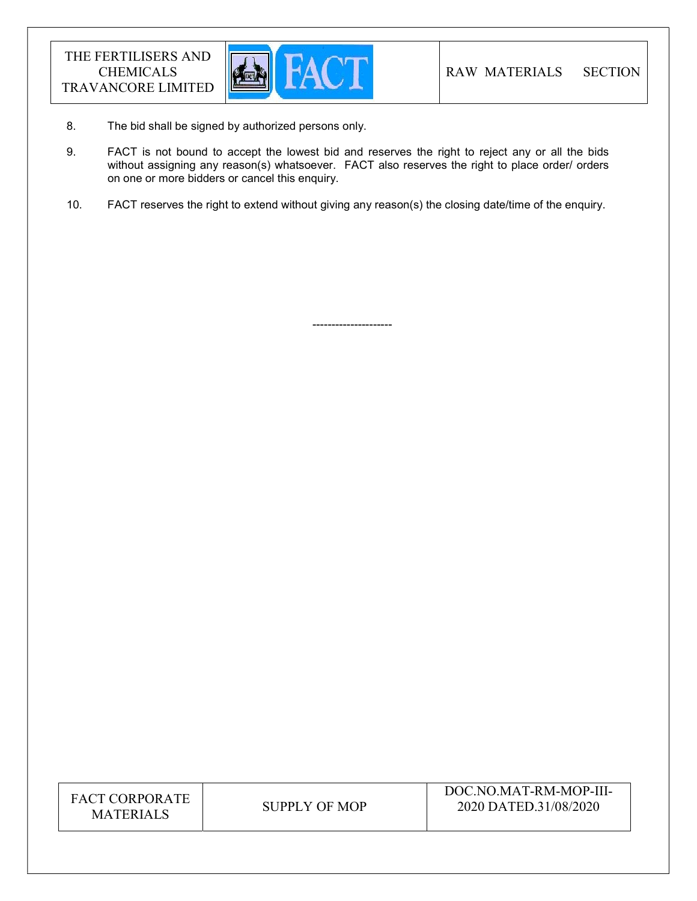8. The bid shall be signed by authorized persons only.

9. FACT is not bound to accept the lowest bid and reserves the right to reject any or all the bids without assigning any reason(s) whatsoever. FACT also reserves the right to place order/ orders on one or more bidders or cancel this enquiry.

10. FACT reserves the right to extend without giving any reason(s) the closing date/time of the enquiry.

---------------------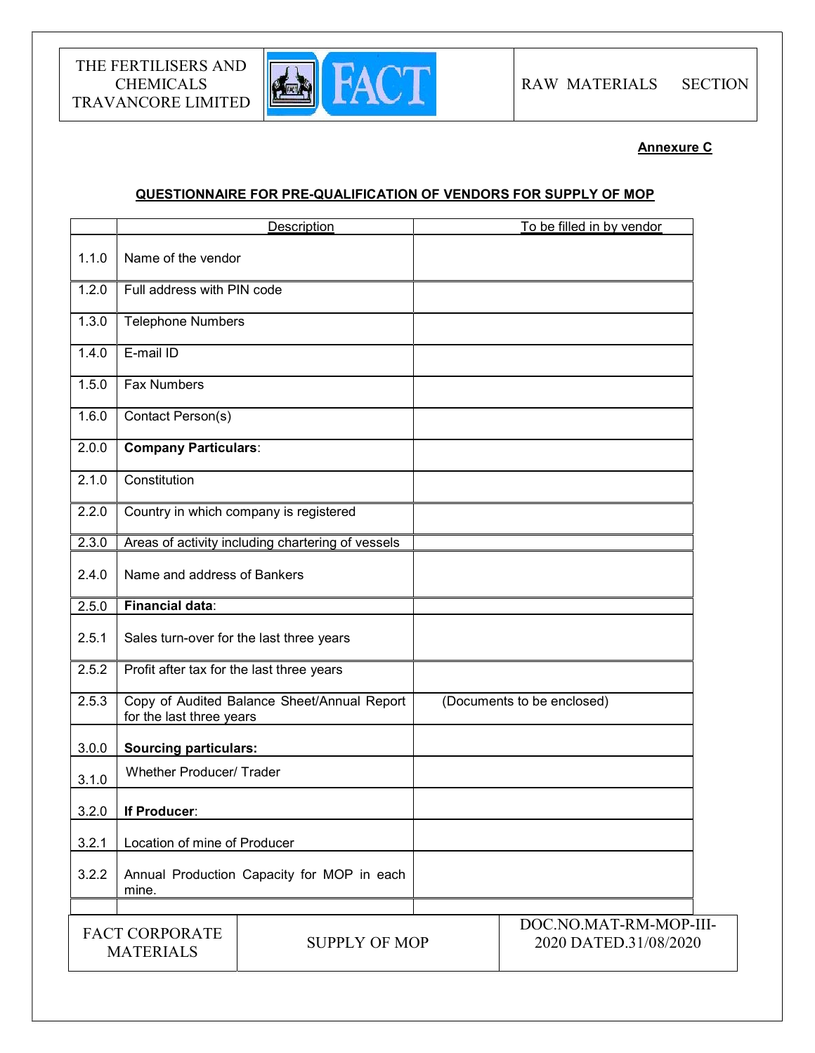**Annexure C**

**QUESTIONNAIRE FOR PRE-QUALIFICATION OF VENDORS FOR SUPPLY OF MOP**

| | Description | To be filled in by vendor |
|---|---|---|
| 1.1.0 | Name of the vendor | |
| 1.2.0 | Full address with PIN code | |
| 1.3.0 | Telephone Numbers | |
| 1.4.0 | E-mail ID | |
| 1.5.0 | Fax Numbers | |
| 1.6.0 | Contact Person(s) | |
| 2.0.0 | **Company Particulars**: | |
| 2.1.0 | Constitution | |
| 2.2.0 | Country in which company is registered | |
| 2.3.0 | Areas of activity including chartering of vessels | |
| 2.4.0 | Name and address of Bankers | |
| 2.5.0 | **Financial data**: | |
| 2.5.1 | Sales turn-over for the last three years | |
| 2.5.2 | Profit after tax for the last three years | |
| 2.5.3 | Copy of Audited Balance Sheet/Annual Report for the last three years | (Documents to be enclosed) |
| 3.0.0 | **Sourcing particulars:** | |
| 3.1.0 | Whether Producer/ Trader | |
| 3.2.0 | **If Producer**: | |
| 3.2.1 | Location of mine of Producer | |
| 3.2.2 | Annual Production Capacity for MOP in each mine. | |
| | | |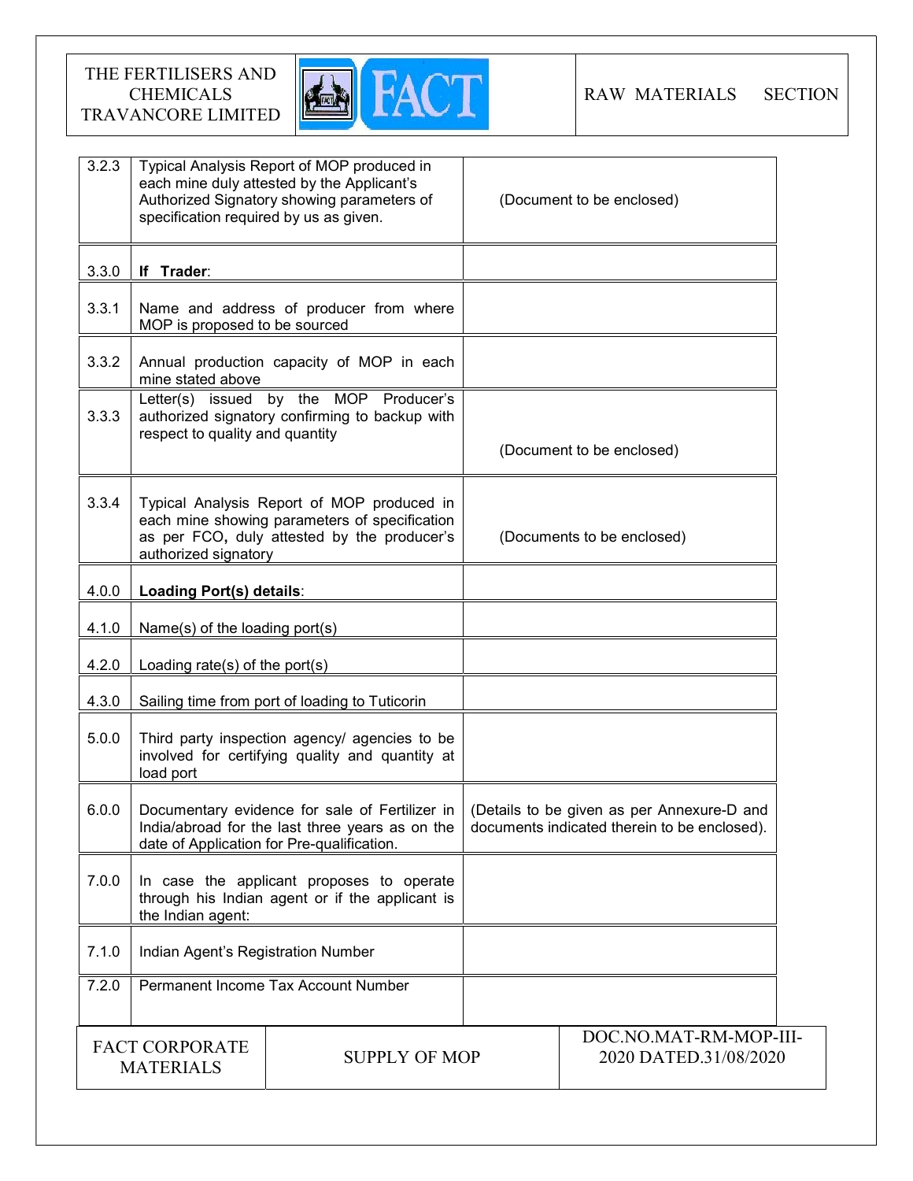| | | |
|---|---|---|
| 3.2.3 | Typical Analysis Report of MOP produced in each mine duly attested by the Applicant's Authorized Signatory showing parameters of specification required by us as given. | (Document to be enclosed) |
| 3.3.0 | **If Trader**: | |
| 3.3.1 | Name and address of producer from where MOP is proposed to be sourced | |
| 3.3.2 | Annual production capacity of MOP in each mine stated above | |
| 3.3.3 | Letter(s) issued by the MOP Producer's authorized signatory confirming to backup with respect to quality and quantity | (Document to be enclosed) |
| 3.3.4 | Typical Analysis Report of MOP produced in each mine showing parameters of specification as per FCO, duly attested by the producer's authorized signatory | (Documents to be enclosed) |
| 4.0.0 | **Loading Port(s) details**: | |
| 4.1.0 | Name(s) of the loading port(s) | |
| 4.2.0 | Loading rate(s) of the port(s) | |
| 4.3.0 | Sailing time from port of loading to Tuticorin | |
| 5.0.0 | Third party inspection agency/ agencies to be involved for certifying quality and quantity at load port | |
| 6.0.0 | Documentary evidence for sale of Fertilizer in India/abroad for the last three years as on the date of Application for Pre-qualification. | (Details to be given as per Annexure-D and documents indicated therein to be enclosed). |
| 7.0.0 | In case the applicant proposes to operate through his Indian agent or if the applicant is the Indian agent: | |
| 7.1.0 | Indian Agent's Registration Number | |
| 7.2.0 | Permanent Income Tax Account Number | |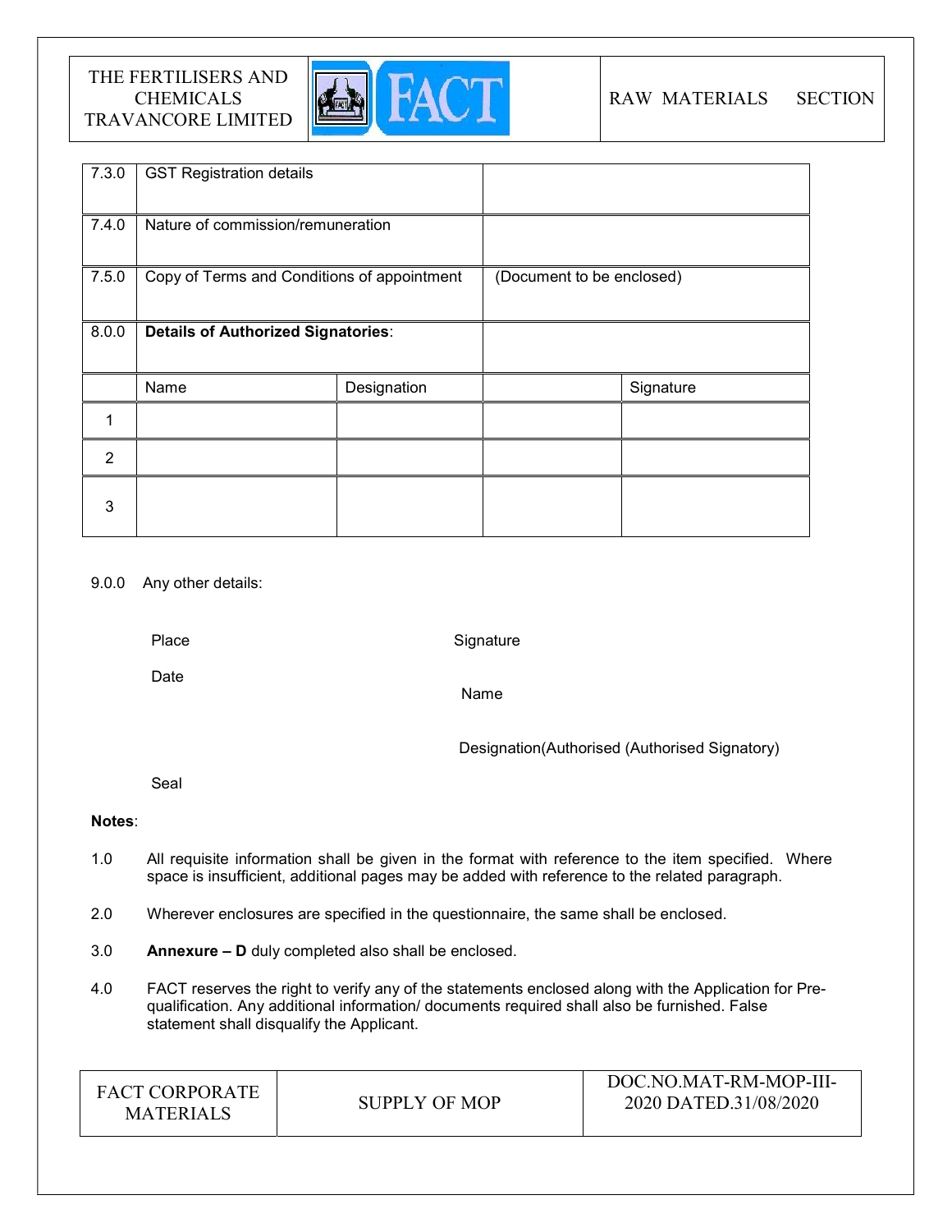| | | | | |
|---|---|---|---|---|
| 7.3.0 | GST Registration details | | | |
| 7.4.0 | Nature of commission/remuneration | | | |
| 7.5.0 | Copy of Terms and Conditions of appointment | | (Document to be enclosed) | |
| 8.0.0 | **Details of Authorized Signatories**: | | | |
| | Name | Designation | | Signature |
| 1 | | | | |
| 2 | | | | |
| 3 | | | | |

9.0.0 Any other details:

Place

Date

Signature

Name

Designation(Authorised (Authorised Signatory)

Seal

**Notes**:

1.0 All requisite information shall be given in the format with reference to the item specified. Where space is insufficient, additional pages may be added with reference to the related paragraph.

2.0 Wherever enclosures are specified in the questionnaire, the same shall be enclosed.

3.0 **Annexure – D** duly completed also shall be enclosed.

4.0 FACT reserves the right to verify any of the statements enclosed along with the Application for Pre-qualification. Any additional information/ documents required shall also be furnished. False statement shall disqualify the Applicant.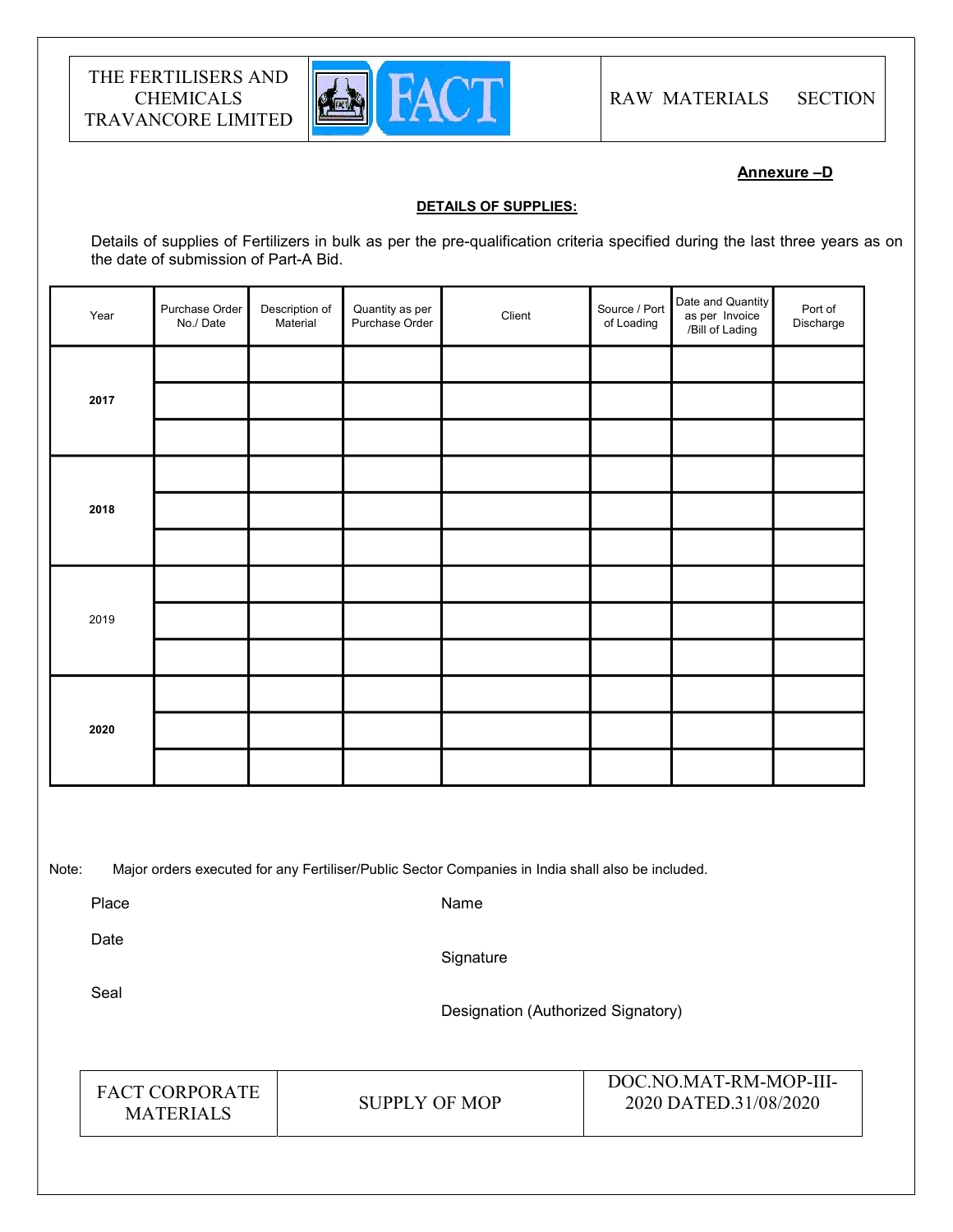**Annexure –D**

**DETAILS OF SUPPLIES:**

Details of supplies of Fertilizers in bulk as per the pre-qualification criteria specified during the last three years as on the date of submission of Part-A Bid.

| Year | Purchase Order No./ Date | Description of Material | Quantity as per Purchase Order | Client | Source / Port of Loading | Date and Quantity as per Invoice /Bill of Lading | Port of Discharge |
|---|---|---|---|---|---|---|---|
| **2017** | | | | | | | |
| | | | | | | | |
| | | | | | | | |
| **2018** | | | | | | | |
| | | | | | | | |
| | | | | | | | |
| 2019 | | | | | | | |
| | | | | | | | |
| | | | | | | | |
| **2020** | | | | | | | |
| | | | | | | | |
| | | | | | | | |

Note: Major orders executed for any Fertiliser/Public Sector Companies in India shall also be included.

Place

Date

Seal

Name

Signature

Designation (Authorized Signatory)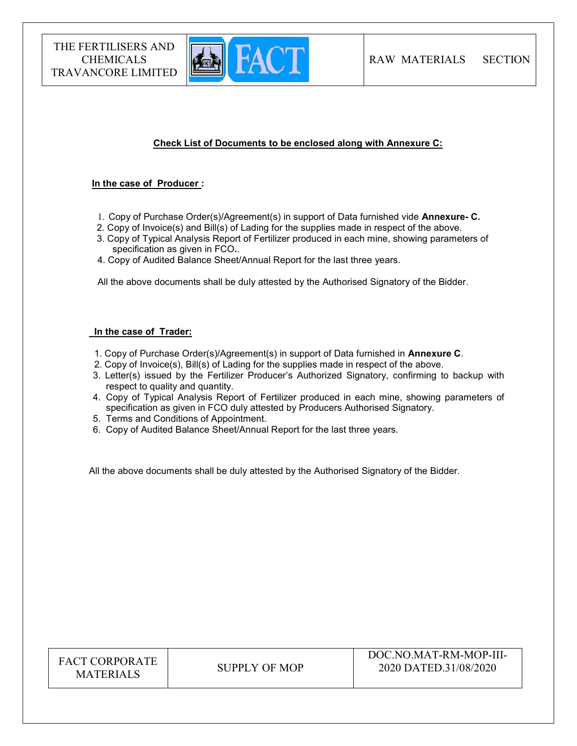## Check List of Documents to be enclosed along with Annexure C:

**In the case of Producer :**

1. Copy of Purchase Order(s)/Agreement(s) in support of Data furnished vide **Annexure- C.**
2. Copy of Invoice(s) and Bill(s) of Lading for the supplies made in respect of the above.
3. Copy of Typical Analysis Report of Fertilizer produced in each mine, showing parameters of specification as given in FCO**.**.
4. Copy of Audited Balance Sheet/Annual Report for the last three years.

All the above documents shall be duly attested by the Authorised Signatory of the Bidder.

**In the case of Trader:**

1. Copy of Purchase Order(s)/Agreement(s) in support of Data furnished in **Annexure C**.
2. Copy of Invoice(s), Bill(s) of Lading for the supplies made in respect of the above.
3. Letter(s) issued by the Fertilizer Producer's Authorized Signatory, confirming to backup with respect to quality and quantity.
4. Copy of Typical Analysis Report of Fertilizer produced in each mine, showing parameters of specification as given in FCO duly attested by Producers Authorised Signatory.
5. Terms and Conditions of Appointment.
6. Copy of Audited Balance Sheet/Annual Report for the last three years.

All the above documents shall be duly attested by the Authorised Signatory of the Bidder.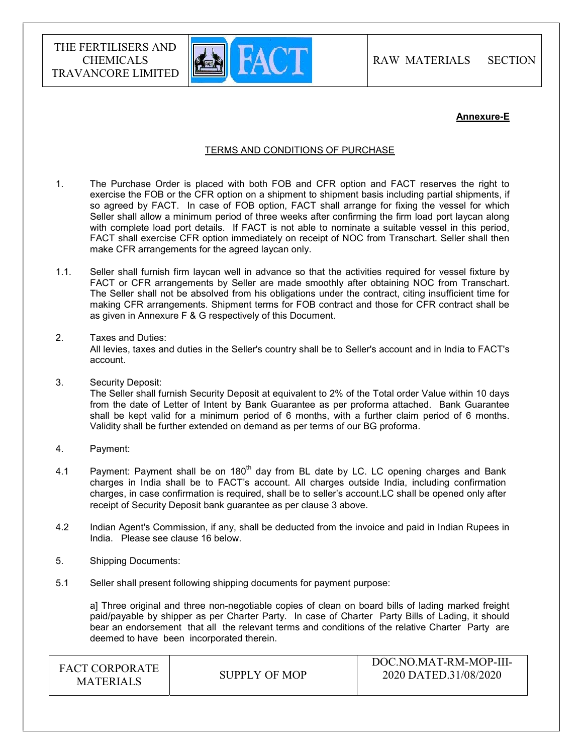**Annexure-E**

TERMS AND CONDITIONS OF PURCHASE

1. The Purchase Order is placed with both FOB and CFR option and FACT reserves the right to exercise the FOB or the CFR option on a shipment to shipment basis including partial shipments, if so agreed by FACT. In case of FOB option, FACT shall arrange for fixing the vessel for which Seller shall allow a minimum period of three weeks after confirming the firm load port laycan along with complete load port details. If FACT is not able to nominate a suitable vessel in this period, FACT shall exercise CFR option immediately on receipt of NOC from Transchart. Seller shall then make CFR arrangements for the agreed laycan only.

1.1. Seller shall furnish firm laycan well in advance so that the activities required for vessel fixture by FACT or CFR arrangements by Seller are made smoothly after obtaining NOC from Transchart. The Seller shall not be absolved from his obligations under the contract, citing insufficient time for making CFR arrangements. Shipment terms for FOB contract and those for CFR contract shall be as given in Annexure F & G respectively of this Document.

2. Taxes and Duties:
All levies, taxes and duties in the Seller's country shall be to Seller's account and in India to FACT's account.

3. Security Deposit:
The Seller shall furnish Security Deposit at equivalent to 2% of the Total order Value within 10 days from the date of Letter of Intent by Bank Guarantee as per proforma attached. Bank Guarantee shall be kept valid for a minimum period of 6 months, with a further claim period of 6 months. Validity shall be further extended on demand as per terms of our BG proforma.

4. Payment:

4.1 Payment: Payment shall be on 180th day from BL date by LC. LC opening charges and Bank charges in India shall be to FACT's account. All charges outside India, including confirmation charges, in case confirmation is required, shall be to seller's account.LC shall be opened only after receipt of Security Deposit bank guarantee as per clause 3 above.

4.2 Indian Agent's Commission, if any, shall be deducted from the invoice and paid in Indian Rupees in India. Please see clause 16 below.

5. Shipping Documents:

5.1 Seller shall present following shipping documents for payment purpose:

a] Three original and three non-negotiable copies of clean on board bills of lading marked freight paid/payable by shipper as per Charter Party. In case of Charter Party Bills of Lading, it should bear an endorsement that all the relevant terms and conditions of the relative Charter Party are deemed to have been incorporated therein.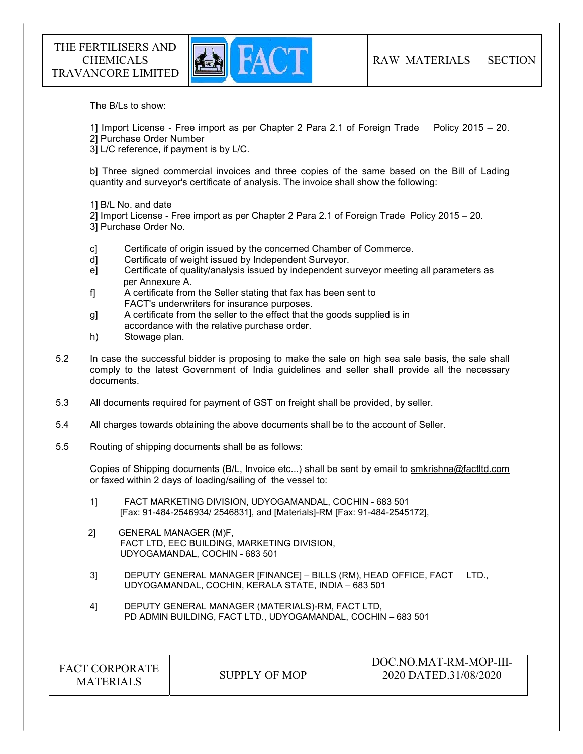The B/Ls to show:

1] Import License - Free import as per Chapter 2 Para 2.1 of Foreign Trade Policy 2015 – 20.
2] Purchase Order Number
3] L/C reference, if payment is by L/C.

b] Three signed commercial invoices and three copies of the same based on the Bill of Lading quantity and surveyor's certificate of analysis. The invoice shall show the following:

1] B/L No. and date
2] Import License - Free import as per Chapter 2 Para 2.1 of Foreign Trade Policy 2015 – 20.
3] Purchase Order No.

c] Certificate of origin issued by the concerned Chamber of Commerce.
d] Certificate of weight issued by Independent Surveyor.
e] Certificate of quality/analysis issued by independent surveyor meeting all parameters as per Annexure A.
f] A certificate from the Seller stating that fax has been sent to FACT's underwriters for insurance purposes.
g] A certificate from the seller to the effect that the goods supplied is in accordance with the relative purchase order.
h) Stowage plan.

5.2 In case the successful bidder is proposing to make the sale on high sea sale basis, the sale shall comply to the latest Government of India guidelines and seller shall provide all the necessary documents.

5.3 All documents required for payment of GST on freight shall be provided, by seller.

5.4 All charges towards obtaining the above documents shall be to the account of Seller.

5.5 Routing of shipping documents shall be as follows:

Copies of Shipping documents (B/L, Invoice etc...) shall be sent by email to smkrishna@factltd.com or faxed within 2 days of loading/sailing of the vessel to:

1] FACT MARKETING DIVISION, UDYOGAMANDAL, COCHIN - 683 501
[Fax: 91-484-2546934/ 2546831], and [Materials]-RM [Fax: 91-484-2545172],

2] GENERAL MANAGER (M)F,
FACT LTD, EEC BUILDING, MARKETING DIVISION,
UDYOGAMANDAL, COCHIN - 683 501

3] DEPUTY GENERAL MANAGER [FINANCE] – BILLS (RM), HEAD OFFICE, FACT LTD., UDYOGAMANDAL, COCHIN, KERALA STATE, INDIA – 683 501

4] DEPUTY GENERAL MANAGER (MATERIALS)-RM, FACT LTD,
PD ADMIN BUILDING, FACT LTD., UDYOGAMANDAL, COCHIN – 683 501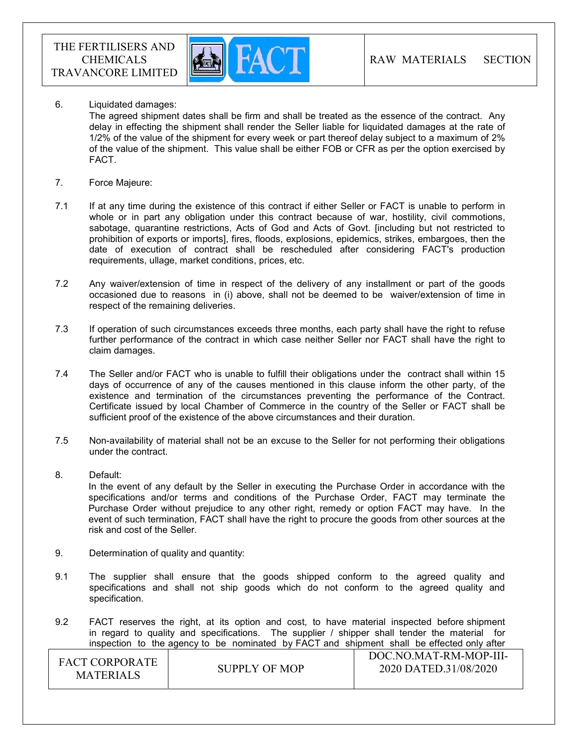6. Liquidated damages:

The agreed shipment dates shall be firm and shall be treated as the essence of the contract. Any delay in effecting the shipment shall render the Seller liable for liquidated damages at the rate of 1/2% of the value of the shipment for every week or part thereof delay subject to a maximum of 2% of the value of the shipment. This value shall be either FOB or CFR as per the option exercised by FACT.

7. Force Majeure:

7.1 If at any time during the existence of this contract if either Seller or FACT is unable to perform in whole or in part any obligation under this contract because of war, hostility, civil commotions, sabotage, quarantine restrictions, Acts of God and Acts of Govt. [including but not restricted to prohibition of exports or imports], fires, floods, explosions, epidemics, strikes, embargoes, then the date of execution of contract shall be rescheduled after considering FACT's production requirements, ullage, market conditions, prices, etc.

7.2 Any waiver/extension of time in respect of the delivery of any installment or part of the goods occasioned due to reasons in (i) above, shall not be deemed to be waiver/extension of time in respect of the remaining deliveries.

7.3 If operation of such circumstances exceeds three months, each party shall have the right to refuse further performance of the contract in which case neither Seller nor FACT shall have the right to claim damages.

7.4 The Seller and/or FACT who is unable to fulfill their obligations under the contract shall within 15 days of occurrence of any of the causes mentioned in this clause inform the other party, of the existence and termination of the circumstances preventing the performance of the Contract. Certificate issued by local Chamber of Commerce in the country of the Seller or FACT shall be sufficient proof of the existence of the above circumstances and their duration.

7.5 Non-availability of material shall not be an excuse to the Seller for not performing their obligations under the contract.

8. Default:

In the event of any default by the Seller in executing the Purchase Order in accordance with the specifications and/or terms and conditions of the Purchase Order, FACT may terminate the Purchase Order without prejudice to any other right, remedy or option FACT may have. In the event of such termination, FACT shall have the right to procure the goods from other sources at the risk and cost of the Seller.

9. Determination of quality and quantity:

9.1 The supplier shall ensure that the goods shipped conform to the agreed quality and specifications and shall not ship goods which do not conform to the agreed quality and specification.

9.2 FACT reserves the right, at its option and cost, to have material inspected before shipment in regard to quality and specifications. The supplier / shipper shall tender the material for inspection to the agency to be nominated by FACT and shipment shall be effected only after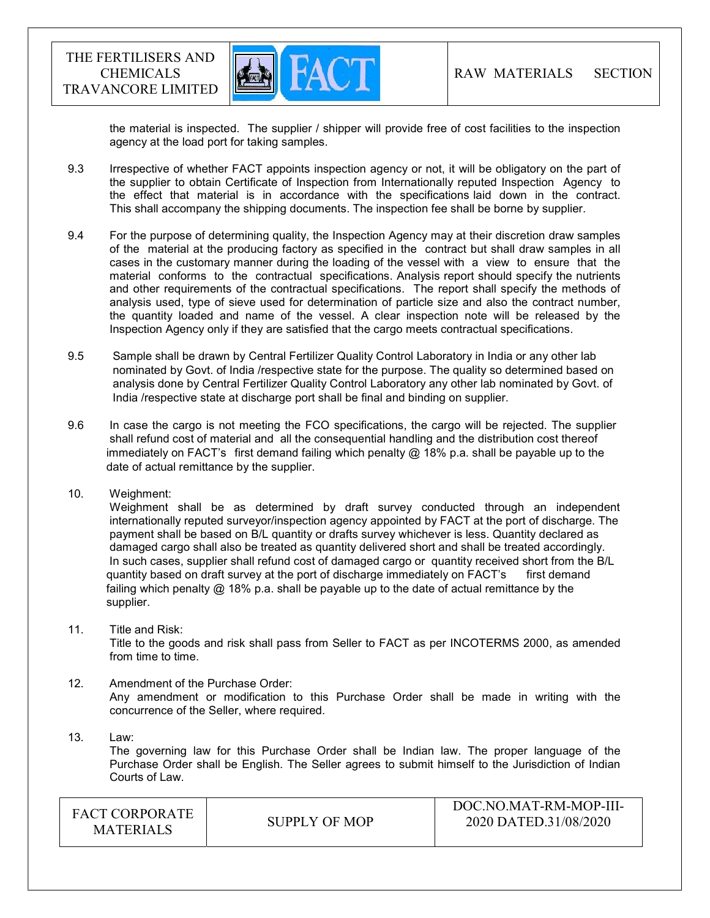the material is inspected. The supplier / shipper will provide free of cost facilities to the inspection agency at the load port for taking samples.

9.3 Irrespective of whether FACT appoints inspection agency or not, it will be obligatory on the part of the supplier to obtain Certificate of Inspection from Internationally reputed Inspection Agency to the effect that material is in accordance with the specifications laid down in the contract. This shall accompany the shipping documents. The inspection fee shall be borne by supplier.

9.4 For the purpose of determining quality, the Inspection Agency may at their discretion draw samples of the material at the producing factory as specified in the contract but shall draw samples in all cases in the customary manner during the loading of the vessel with a view to ensure that the material conforms to the contractual specifications. Analysis report should specify the nutrients and other requirements of the contractual specifications. The report shall specify the methods of analysis used, type of sieve used for determination of particle size and also the contract number, the quantity loaded and name of the vessel. A clear inspection note will be released by the Inspection Agency only if they are satisfied that the cargo meets contractual specifications.

9.5 Sample shall be drawn by Central Fertilizer Quality Control Laboratory in India or any other lab nominated by Govt. of India /respective state for the purpose. The quality so determined based on analysis done by Central Fertilizer Quality Control Laboratory any other lab nominated by Govt. of India /respective state at discharge port shall be final and binding on supplier.

9.6 In case the cargo is not meeting the FCO specifications, the cargo will be rejected. The supplier shall refund cost of material and all the consequential handling and the distribution cost thereof immediately on FACT's first demand failing which penalty @ 18% p.a. shall be payable up to the date of actual remittance by the supplier.

10. Weighment:
Weighment shall be as determined by draft survey conducted through an independent internationally reputed surveyor/inspection agency appointed by FACT at the port of discharge. The payment shall be based on B/L quantity or drafts survey whichever is less. Quantity declared as damaged cargo shall also be treated as quantity delivered short and shall be treated accordingly. In such cases, supplier shall refund cost of damaged cargo or quantity received short from the B/L quantity based on draft survey at the port of discharge immediately on FACT's first demand failing which penalty @ 18% p.a. shall be payable up to the date of actual remittance by the supplier.

11. Title and Risk:
Title to the goods and risk shall pass from Seller to FACT as per INCOTERMS 2000, as amended from time to time.

12. Amendment of the Purchase Order:
Any amendment or modification to this Purchase Order shall be made in writing with the concurrence of the Seller, where required.

13. Law:
The governing law for this Purchase Order shall be Indian law. The proper language of the Purchase Order shall be English. The Seller agrees to submit himself to the Jurisdiction of Indian Courts of Law.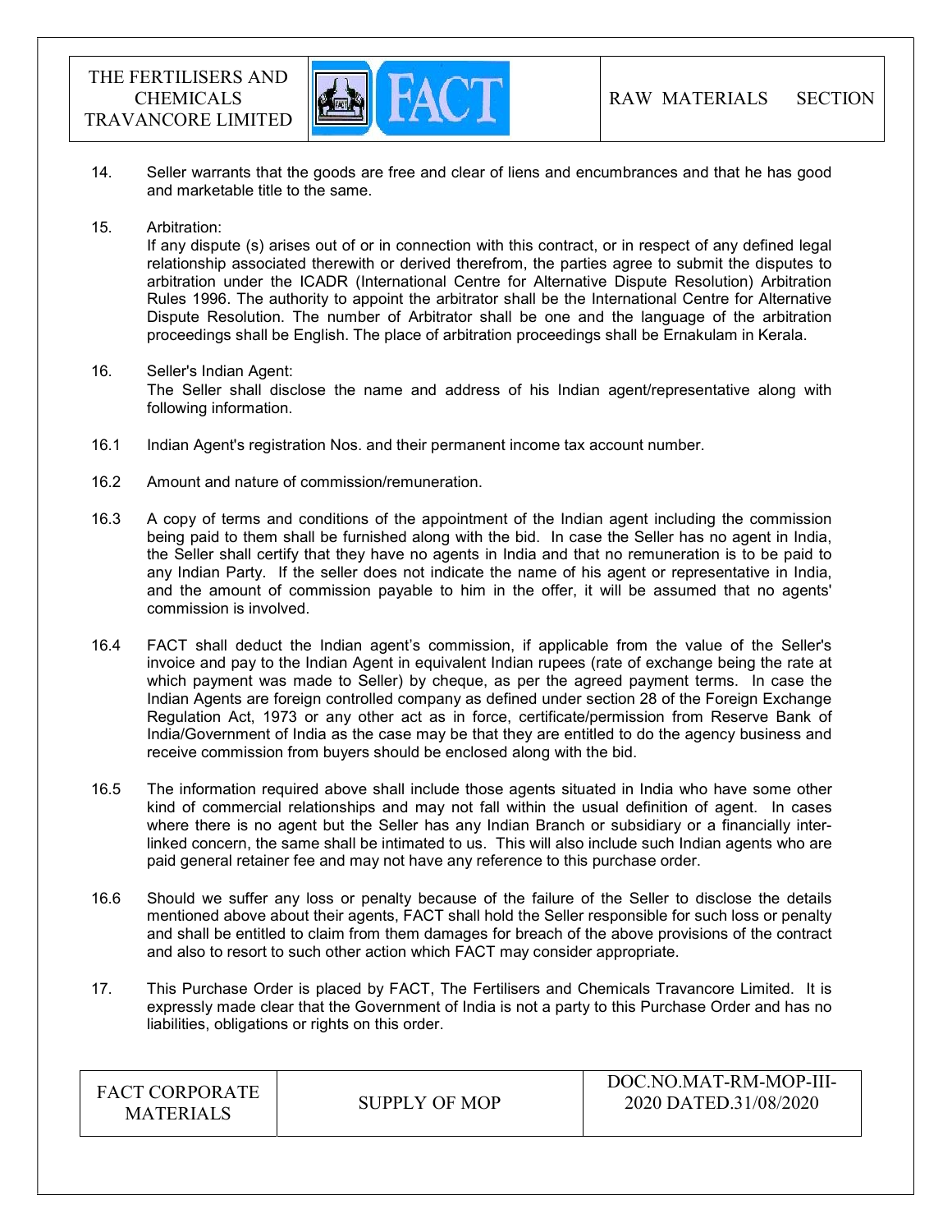14. Seller warrants that the goods are free and clear of liens and encumbrances and that he has good and marketable title to the same.

15. Arbitration:
If any dispute (s) arises out of or in connection with this contract, or in respect of any defined legal relationship associated therewith or derived therefrom, the parties agree to submit the disputes to arbitration under the ICADR (International Centre for Alternative Dispute Resolution) Arbitration Rules 1996. The authority to appoint the arbitrator shall be the International Centre for Alternative Dispute Resolution. The number of Arbitrator shall be one and the language of the arbitration proceedings shall be English. The place of arbitration proceedings shall be Ernakulam in Kerala.

16. Seller's Indian Agent:
The Seller shall disclose the name and address of his Indian agent/representative along with following information.

16.1 Indian Agent's registration Nos. and their permanent income tax account number.

16.2 Amount and nature of commission/remuneration.

16.3 A copy of terms and conditions of the appointment of the Indian agent including the commission being paid to them shall be furnished along with the bid. In case the Seller has no agent in India, the Seller shall certify that they have no agents in India and that no remuneration is to be paid to any Indian Party. If the seller does not indicate the name of his agent or representative in India, and the amount of commission payable to him in the offer, it will be assumed that no agents' commission is involved.

16.4 FACT shall deduct the Indian agent's commission, if applicable from the value of the Seller's invoice and pay to the Indian Agent in equivalent Indian rupees (rate of exchange being the rate at which payment was made to Seller) by cheque, as per the agreed payment terms. In case the Indian Agents are foreign controlled company as defined under section 28 of the Foreign Exchange Regulation Act, 1973 or any other act as in force, certificate/permission from Reserve Bank of India/Government of India as the case may be that they are entitled to do the agency business and receive commission from buyers should be enclosed along with the bid.

16.5 The information required above shall include those agents situated in India who have some other kind of commercial relationships and may not fall within the usual definition of agent. In cases where there is no agent but the Seller has any Indian Branch or subsidiary or a financially inter-linked concern, the same shall be intimated to us. This will also include such Indian agents who are paid general retainer fee and may not have any reference to this purchase order.

16.6 Should we suffer any loss or penalty because of the failure of the Seller to disclose the details mentioned above about their agents, FACT shall hold the Seller responsible for such loss or penalty and shall be entitled to claim from them damages for breach of the above provisions of the contract and also to resort to such other action which FACT may consider appropriate.

17. This Purchase Order is placed by FACT, The Fertilisers and Chemicals Travancore Limited. It is expressly made clear that the Government of India is not a party to this Purchase Order and has no liabilities, obligations or rights on this order.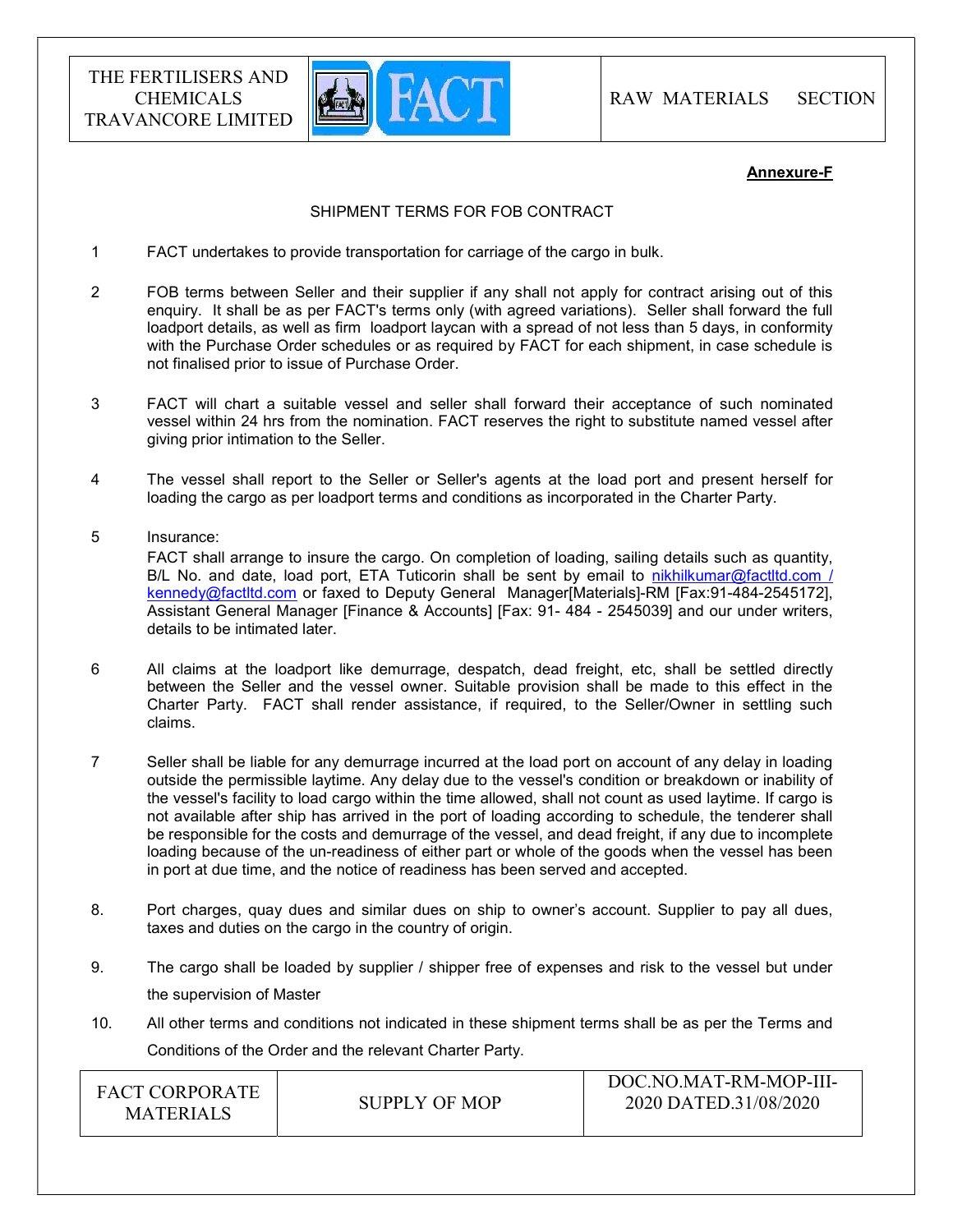**Annexure-F**

SHIPMENT TERMS FOR FOB CONTRACT

1. FACT undertakes to provide transportation for carriage of the cargo in bulk.

2. FOB terms between Seller and their supplier if any shall not apply for contract arising out of this enquiry. It shall be as per FACT's terms only (with agreed variations). Seller shall forward the full loadport details, as well as firm loadport laycan with a spread of not less than 5 days, in conformity with the Purchase Order schedules or as required by FACT for each shipment, in case schedule is not finalised prior to issue of Purchase Order.

3. FACT will chart a suitable vessel and seller shall forward their acceptance of such nominated vessel within 24 hrs from the nomination. FACT reserves the right to substitute named vessel after giving prior intimation to the Seller.

4. The vessel shall report to the Seller or Seller's agents at the load port and present herself for loading the cargo as per loadport terms and conditions as incorporated in the Charter Party.

5. Insurance:
   FACT shall arrange to insure the cargo. On completion of loading, sailing details such as quantity, B/L No. and date, load port, ETA Tuticorin shall be sent by email to nikhilkumar@factltd.com / kennedy@factltd.com or faxed to Deputy General Manager[Materials]-RM [Fax:91-484-2545172], Assistant General Manager [Finance & Accounts] [Fax: 91- 484 - 2545039] and our under writers, details to be intimated later.

6. All claims at the loadport like demurrage, despatch, dead freight, etc, shall be settled directly between the Seller and the vessel owner. Suitable provision shall be made to this effect in the Charter Party. FACT shall render assistance, if required, to the Seller/Owner in settling such claims.

7. Seller shall be liable for any demurrage incurred at the load port on account of any delay in loading outside the permissible laytime. Any delay due to the vessel's condition or breakdown or inability of the vessel's facility to load cargo within the time allowed, shall not count as used laytime. If cargo is not available after ship has arrived in the port of loading according to schedule, the tenderer shall be responsible for the costs and demurrage of the vessel, and dead freight, if any due to incomplete loading because of the un-readiness of either part or whole of the goods when the vessel has been in port at due time, and the notice of readiness has been served and accepted.

8. Port charges, quay dues and similar dues on ship to owner's account. Supplier to pay all dues, taxes and duties on the cargo in the country of origin.

9. The cargo shall be loaded by supplier / shipper free of expenses and risk to the vessel but under the supervision of Master

10. All other terms and conditions not indicated in these shipment terms shall be as per the Terms and Conditions of the Order and the relevant Charter Party.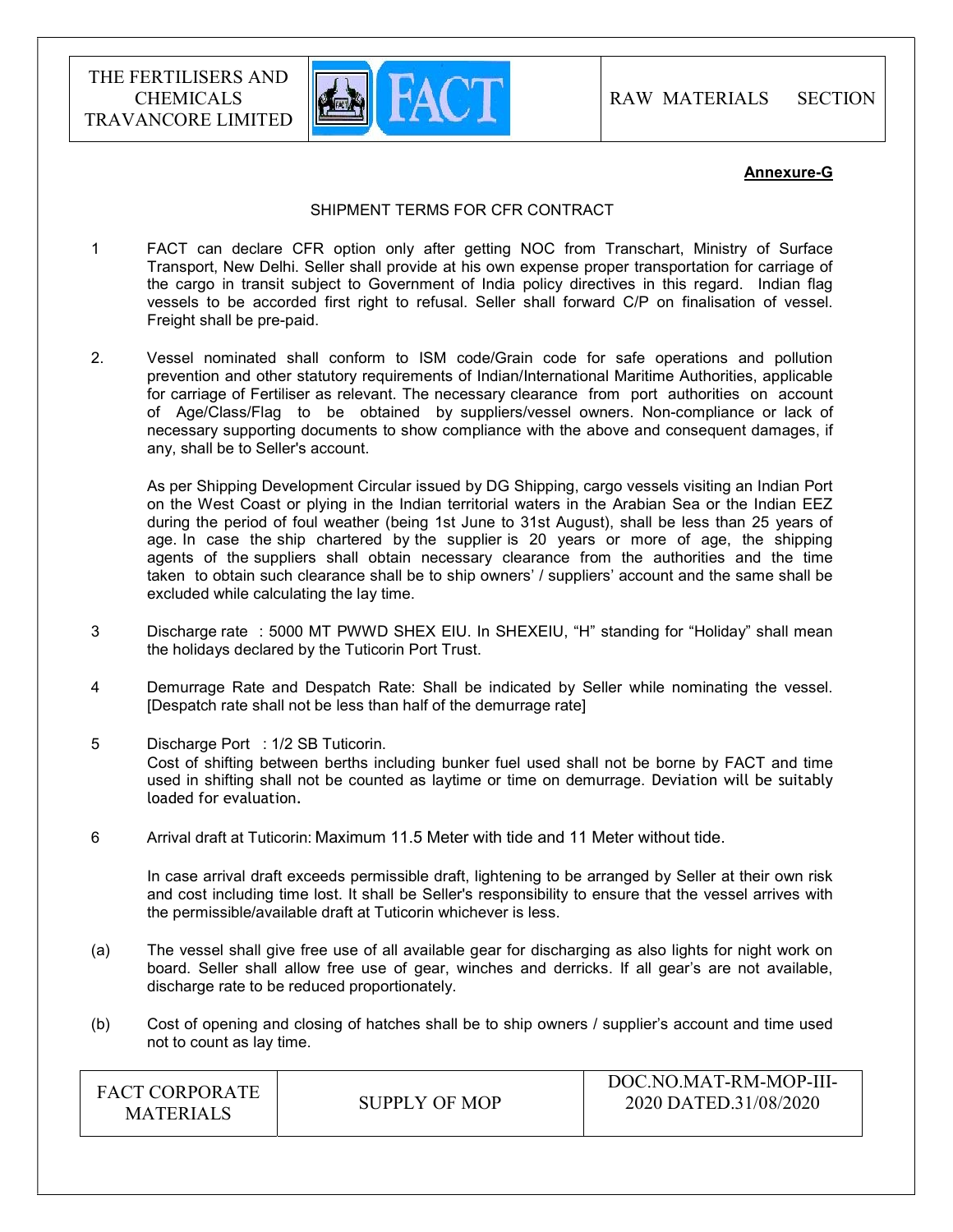**Annexure-G**

SHIPMENT TERMS FOR CFR CONTRACT

1. FACT can declare CFR option only after getting NOC from Transchart, Ministry of Surface Transport, New Delhi. Seller shall provide at his own expense proper transportation for carriage of the cargo in transit subject to Government of India policy directives in this regard. Indian flag vessels to be accorded first right to refusal. Seller shall forward C/P on finalisation of vessel. Freight shall be pre-paid.

2. Vessel nominated shall conform to ISM code/Grain code for safe operations and pollution prevention and other statutory requirements of Indian/International Maritime Authorities, applicable for carriage of Fertiliser as relevant. The necessary clearance from port authorities on account of Age/Class/Flag to be obtained by suppliers/vessel owners. Non-compliance or lack of necessary supporting documents to show compliance with the above and consequent damages, if any, shall be to Seller's account.

   As per Shipping Development Circular issued by DG Shipping, cargo vessels visiting an Indian Port on the West Coast or plying in the Indian territorial waters in the Arabian Sea or the Indian EEZ during the period of foul weather (being 1st June to 31st August), shall be less than 25 years of age. In case the ship chartered by the supplier is 20 years or more of age, the shipping agents of the suppliers shall obtain necessary clearance from the authorities and the time taken to obtain such clearance shall be to ship owners' / suppliers' account and the same shall be excluded while calculating the lay time.

3. Discharge rate : 5000 MT PWWD SHEX EIU. In SHEXEIU, "H" standing for "Holiday" shall mean the holidays declared by the Tuticorin Port Trust.

4. Demurrage Rate and Despatch Rate: Shall be indicated by Seller while nominating the vessel. [Despatch rate shall not be less than half of the demurrage rate]

5. Discharge Port : 1/2 SB Tuticorin.
   Cost of shifting between berths including bunker fuel used shall not be borne by FACT and time used in shifting shall not be counted as laytime or time on demurrage. Deviation will be suitably loaded for evaluation.

6. Arrival draft at Tuticorin: Maximum 11.5 Meter with tide and 11 Meter without tide.

   In case arrival draft exceeds permissible draft, lightening to be arranged by Seller at their own risk and cost including time lost. It shall be Seller's responsibility to ensure that the vessel arrives with the permissible/available draft at Tuticorin whichever is less.

(a) The vessel shall give free use of all available gear for discharging as also lights for night work on board. Seller shall allow free use of gear, winches and derricks. If all gear's are not available, discharge rate to be reduced proportionately.

(b) Cost of opening and closing of hatches shall be to ship owners / supplier's account and time used not to count as lay time.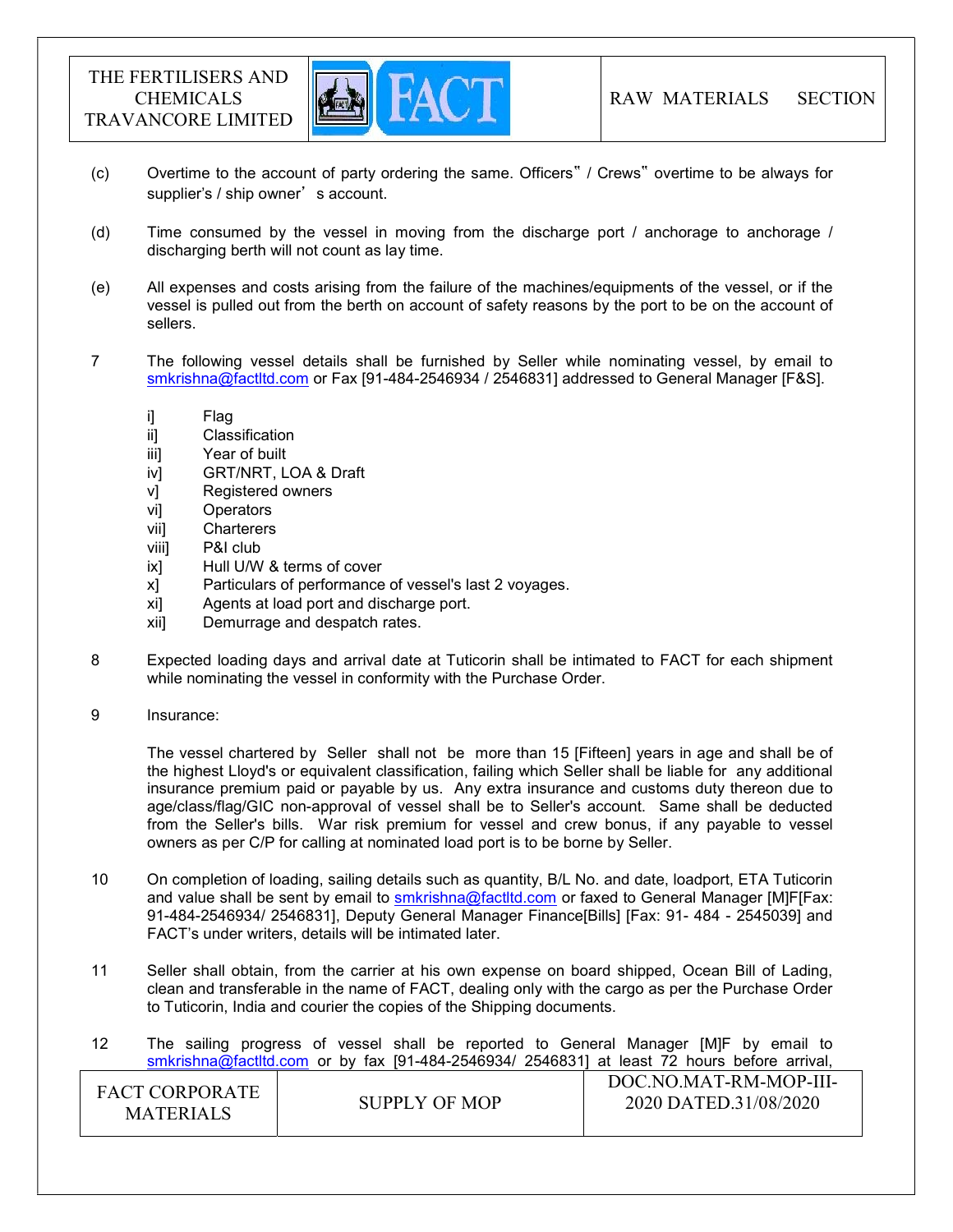(c) Overtime to the account of party ordering the same. Officers" / Crews" overtime to be always for supplier's / ship owner' s account.

(d) Time consumed by the vessel in moving from the discharge port / anchorage to anchorage / discharging berth will not count as lay time.

(e) All expenses and costs arising from the failure of the machines/equipments of the vessel, or if the vessel is pulled out from the berth on account of safety reasons by the port to be on the account of sellers.

7 The following vessel details shall be furnished by Seller while nominating vessel, by email to smkrishna@factltd.com or Fax [91-484-2546934 / 2546831] addressed to General Manager [F&S].

- i] Flag
- ii] Classification
- iii] Year of built
- iv] GRT/NRT, LOA & Draft
- v] Registered owners
- vi] Operators
- vii] Charterers
- viii] P&I club
- ix] Hull U/W & terms of cover
- x] Particulars of performance of vessel's last 2 voyages.
- xi] Agents at load port and discharge port.
- xii] Demurrage and despatch rates.

8 Expected loading days and arrival date at Tuticorin shall be intimated to FACT for each shipment while nominating the vessel in conformity with the Purchase Order.

9 Insurance:

The vessel chartered by Seller shall not be more than 15 [Fifteen] years in age and shall be of the highest Lloyd's or equivalent classification, failing which Seller shall be liable for any additional insurance premium paid or payable by us. Any extra insurance and customs duty thereon due to age/class/flag/GIC non-approval of vessel shall be to Seller's account. Same shall be deducted from the Seller's bills. War risk premium for vessel and crew bonus, if any payable to vessel owners as per C/P for calling at nominated load port is to be borne by Seller.

10 On completion of loading, sailing details such as quantity, B/L No. and date, loadport, ETA Tuticorin and value shall be sent by email to smkrishna@factltd.com or faxed to General Manager [M]F[Fax: 91-484-2546934/ 2546831], Deputy General Manager Finance[Bills] [Fax: 91- 484 - 2545039] and FACT's under writers, details will be intimated later.

11 Seller shall obtain, from the carrier at his own expense on board shipped, Ocean Bill of Lading, clean and transferable in the name of FACT, dealing only with the cargo as per the Purchase Order to Tuticorin, India and courier the copies of the Shipping documents.

12 The sailing progress of vessel shall be reported to General Manager [M]F by email to smkrishna@factltd.com or by fax [91-484-2546934/ 2546831] at least 72 hours before arrival,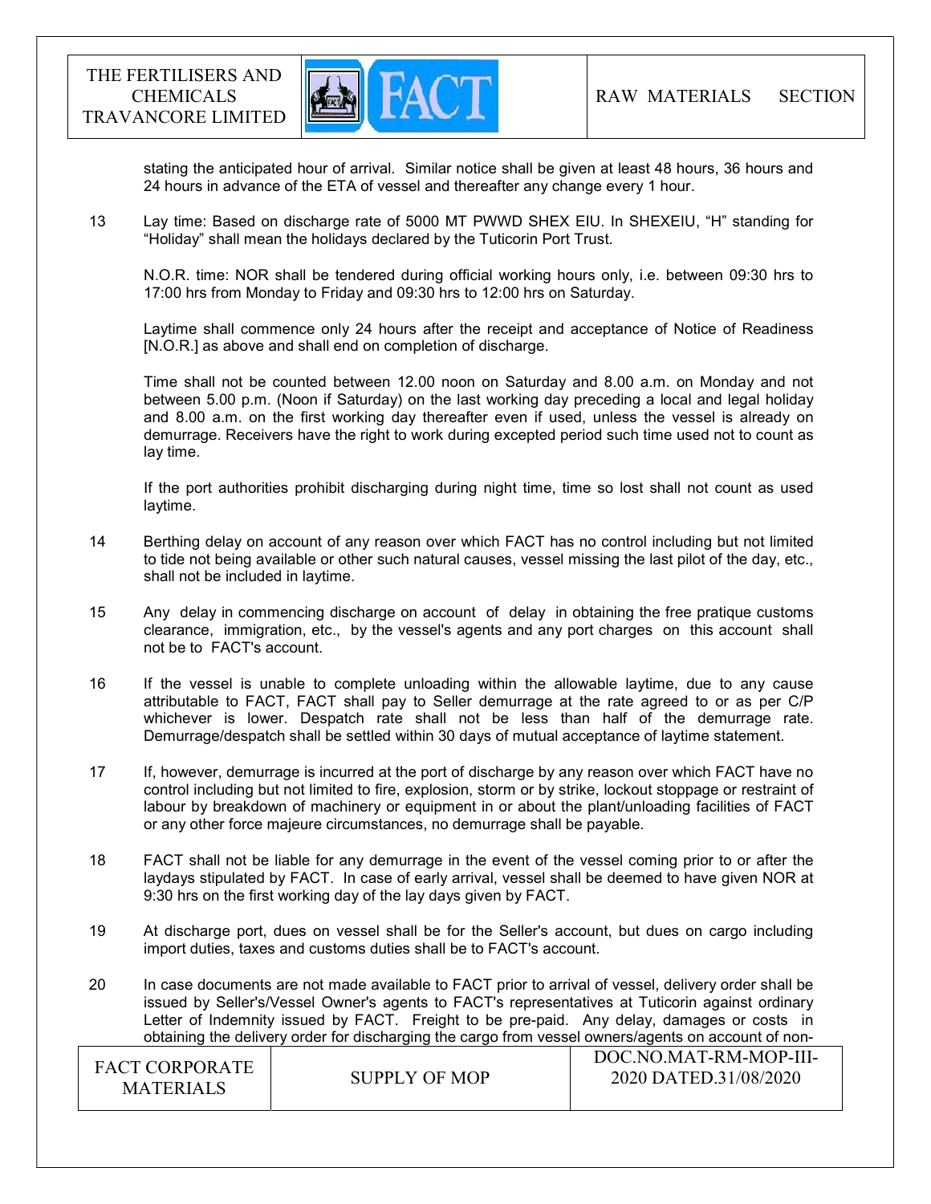stating the anticipated hour of arrival. Similar notice shall be given at least 48 hours, 36 hours and 24 hours in advance of the ETA of vessel and thereafter any change every 1 hour.

13 Lay time: Based on discharge rate of 5000 MT PWWD SHEX EIU. In SHEXEIU, "H" standing for "Holiday" shall mean the holidays declared by the Tuticorin Port Trust.

N.O.R. time: NOR shall be tendered during official working hours only, i.e. between 09:30 hrs to 17:00 hrs from Monday to Friday and 09:30 hrs to 12:00 hrs on Saturday.

Laytime shall commence only 24 hours after the receipt and acceptance of Notice of Readiness [N.O.R.] as above and shall end on completion of discharge.

Time shall not be counted between 12.00 noon on Saturday and 8.00 a.m. on Monday and not between 5.00 p.m. (Noon if Saturday) on the last working day preceding a local and legal holiday and 8.00 a.m. on the first working day thereafter even if used, unless the vessel is already on demurrage. Receivers have the right to work during excepted period such time used not to count as lay time.

If the port authorities prohibit discharging during night time, time so lost shall not count as used laytime.

14 Berthing delay on account of any reason over which FACT has no control including but not limited to tide not being available or other such natural causes, vessel missing the last pilot of the day, etc., shall not be included in laytime.

15 Any delay in commencing discharge on account of delay in obtaining the free pratique customs clearance, immigration, etc., by the vessel's agents and any port charges on this account shall not be to FACT's account.

16 If the vessel is unable to complete unloading within the allowable laytime, due to any cause attributable to FACT, FACT shall pay to Seller demurrage at the rate agreed to or as per C/P whichever is lower. Despatch rate shall not be less than half of the demurrage rate. Demurrage/despatch shall be settled within 30 days of mutual acceptance of laytime statement.

17 If, however, demurrage is incurred at the port of discharge by any reason over which FACT have no control including but not limited to fire, explosion, storm or by strike, lockout stoppage or restraint of labour by breakdown of machinery or equipment in or about the plant/unloading facilities of FACT or any other force majeure circumstances, no demurrage shall be payable.

18 FACT shall not be liable for any demurrage in the event of the vessel coming prior to or after the laydays stipulated by FACT. In case of early arrival, vessel shall be deemed to have given NOR at 9:30 hrs on the first working day of the lay days given by FACT.

19 At discharge port, dues on vessel shall be for the Seller's account, but dues on cargo including import duties, taxes and customs duties shall be to FACT's account.

20 In case documents are not made available to FACT prior to arrival of vessel, delivery order shall be issued by Seller's/Vessel Owner's agents to FACT's representatives at Tuticorin against ordinary Letter of Indemnity issued by FACT. Freight to be pre-paid. Any delay, damages or costs in obtaining the delivery order for discharging the cargo from vessel owners/agents on account of non-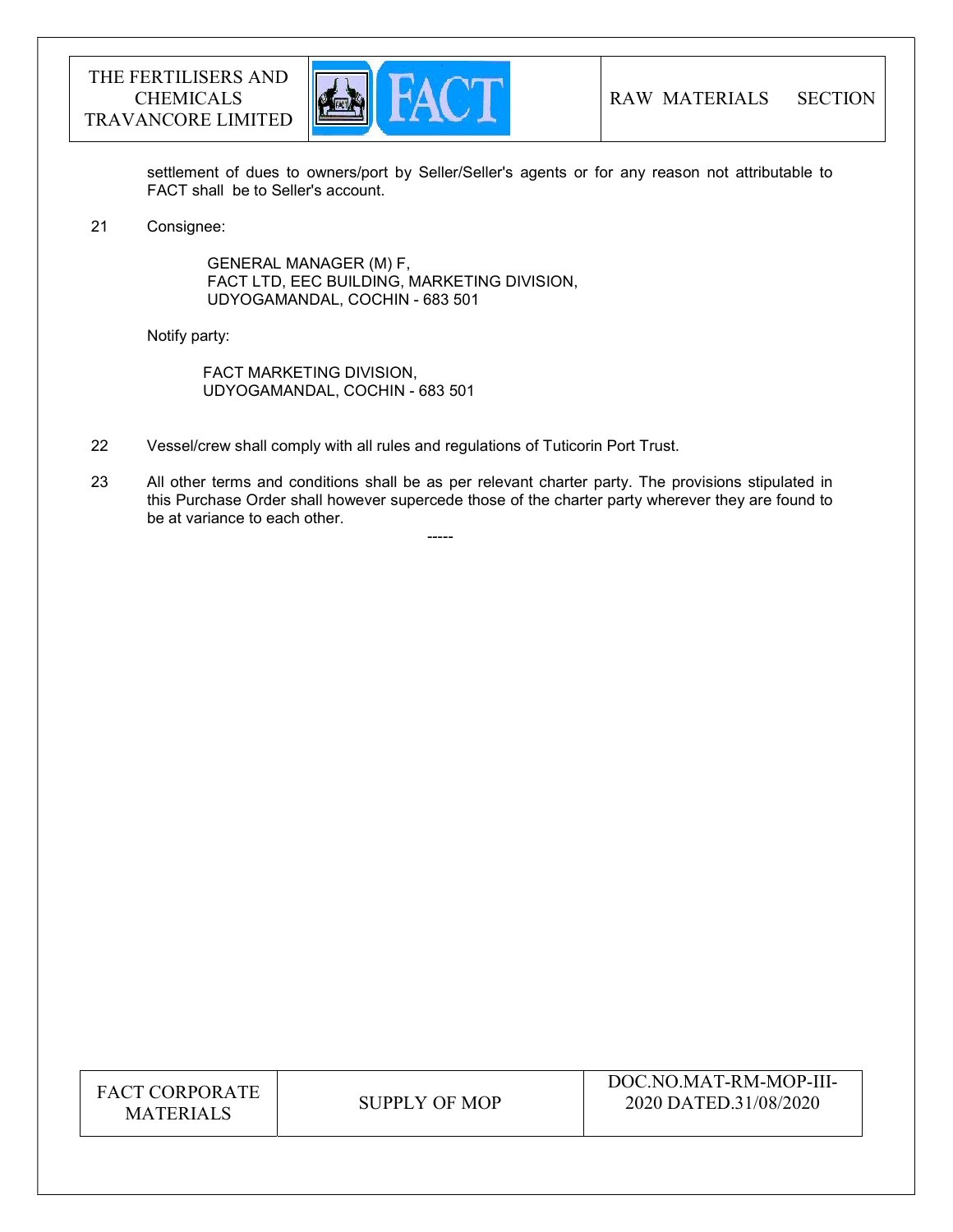settlement of dues to owners/port by Seller/Seller's agents or for any reason not attributable to FACT shall be to Seller's account.

21 Consignee:

GENERAL MANAGER (M) F,
FACT LTD, EEC BUILDING, MARKETING DIVISION,
UDYOGAMANDAL, COCHIN - 683 501

Notify party:

FACT MARKETING DIVISION,
UDYOGAMANDAL, COCHIN - 683 501

22 Vessel/crew shall comply with all rules and regulations of Tuticorin Port Trust.

23 All other terms and conditions shall be as per relevant charter party. The provisions stipulated in this Purchase Order shall however supercede those of the charter party wherever they are found to be at variance to each other.

-----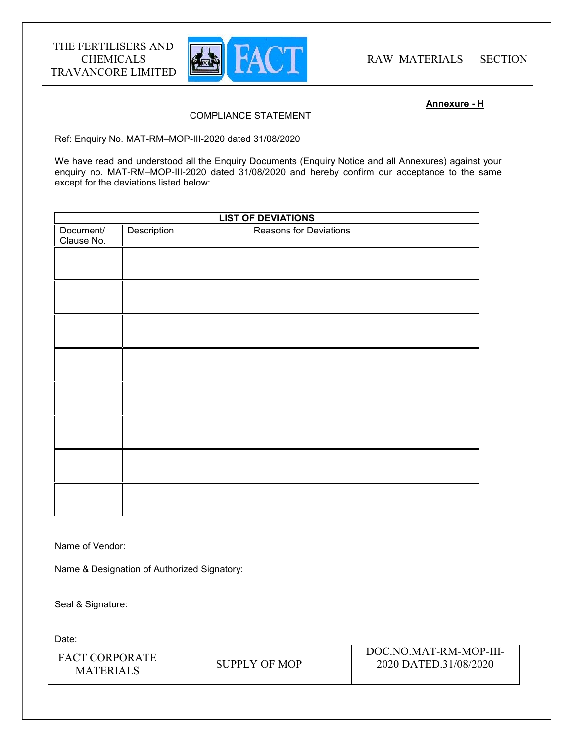**Annexure - H**

COMPLIANCE STATEMENT

Ref: Enquiry No. MAT-RM–MOP-III-2020 dated 31/08/2020

We have read and understood all the Enquiry Documents (Enquiry Notice and all Annexures) against your enquiry no. MAT-RM–MOP-III-2020 dated 31/08/2020 and hereby confirm our acceptance to the same except for the deviations listed below:

| LIST OF DEVIATIONS | | |
|---|---|---|
| Document/ Clause No. | Description | Reasons for Deviations |
| | | |
| | | |
| | | |
| | | |
| | | |
| | | |
| | | |
| | | |

Name of Vendor:

Name & Designation of Authorized Signatory:

Seal & Signature:

Date: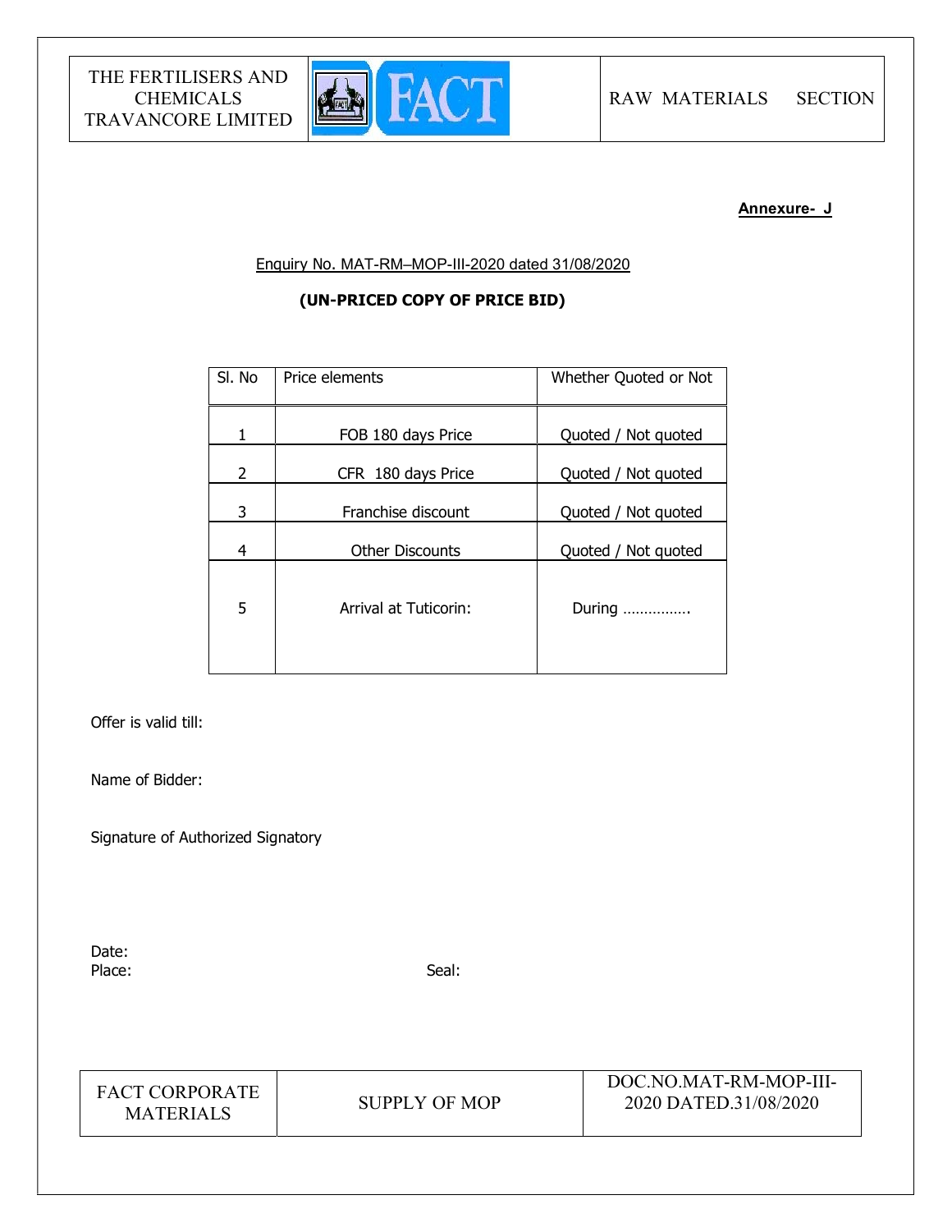**Annexure- J**

Enquiry No. MAT-RM–MOP-III-2020 dated 31/08/2020

**(UN-PRICED COPY OF PRICE BID)**

| Sl. No | Price elements | Whether Quoted or Not |
|---|---|---|
| 1 | FOB 180 days Price | Quoted / Not quoted |
| 2 | CFR 180 days Price | Quoted / Not quoted |
| 3 | Franchise discount | Quoted / Not quoted |
| 4 | Other Discounts | Quoted / Not quoted |
| 5 | Arrival at Tuticorin: | During ……………. |

Offer is valid till:

Name of Bidder:

Signature of Authorized Signatory

Date:

Place: Seal: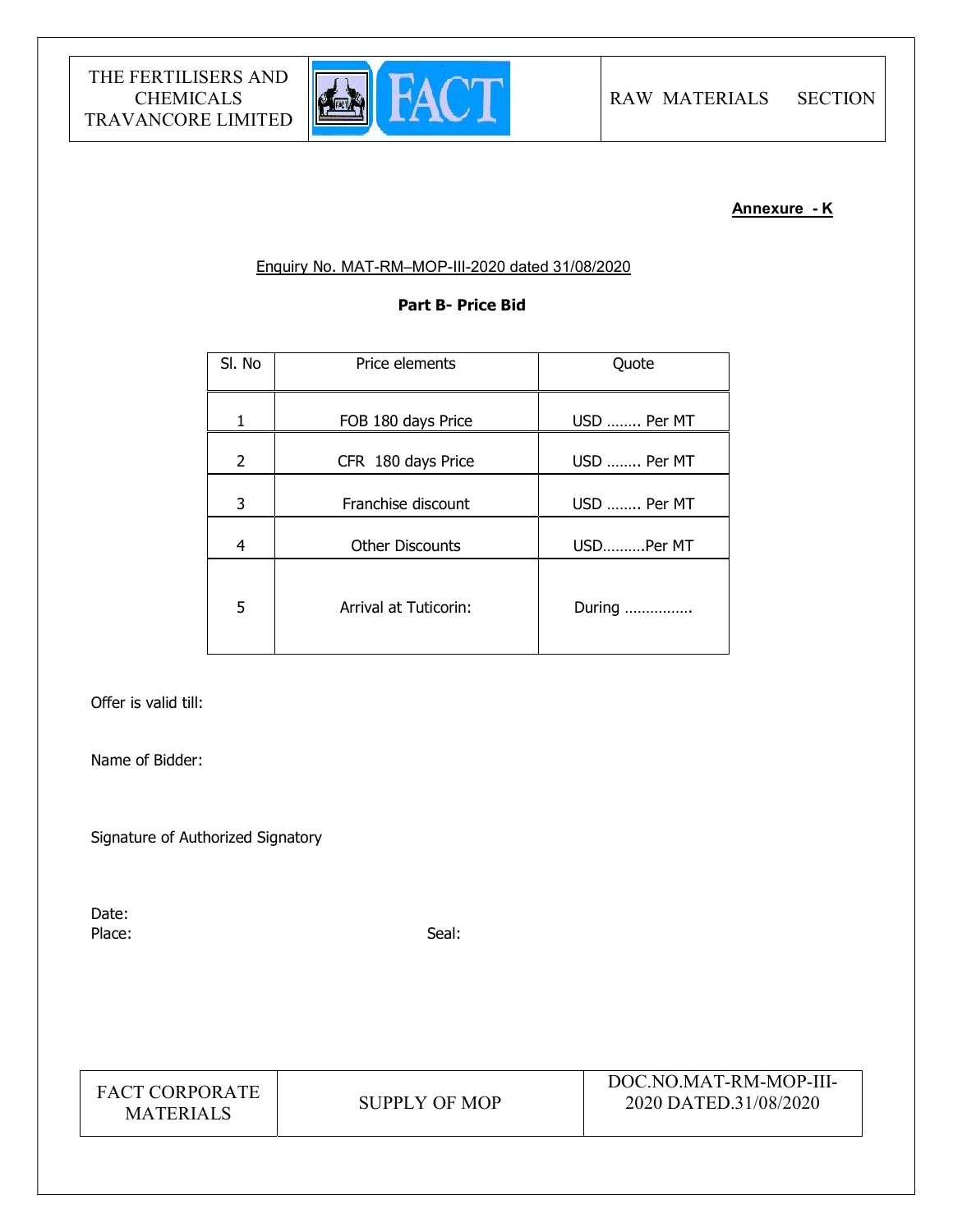**Annexure - K**

Enquiry No. MAT-RM–MOP-III-2020 dated 31/08/2020

**Part B- Price Bid**

| Sl. No | Price elements | Quote |
|---|---|---|
| 1 | FOB 180 days Price | USD …….. Per MT |
| 2 | CFR 180 days Price | USD …….. Per MT |
| 3 | Franchise discount | USD …….. Per MT |
| 4 | Other Discounts | USD……….Per MT |
| 5 | Arrival at Tuticorin: | During ……………. |

Offer is valid till:

Name of Bidder:

Signature of Authorized Signatory

Date:

Place: Seal: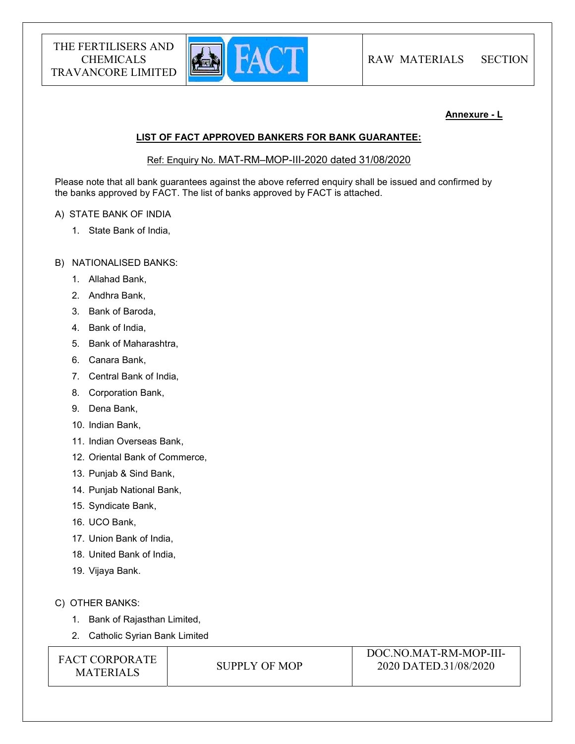**Annexure - L**

**LIST OF FACT APPROVED BANKERS FOR BANK GUARANTEE:**

Ref: Enquiry No. MAT-RM–MOP-III-2020 dated 31/08/2020

Please note that all bank guarantees against the above referred enquiry shall be issued and confirmed by the banks approved by FACT. The list of banks approved by FACT is attached.

A) STATE BANK OF INDIA

1. State Bank of India,

B) NATIONALISED BANKS:

1. Allahad Bank,
2. Andhra Bank,
3. Bank of Baroda,
4. Bank of India,
5. Bank of Maharashtra,
6. Canara Bank,
7. Central Bank of India,
8. Corporation Bank,
9. Dena Bank,
10. Indian Bank,
11. Indian Overseas Bank,
12. Oriental Bank of Commerce,
13. Punjab & Sind Bank,
14. Punjab National Bank,
15. Syndicate Bank,
16. UCO Bank,
17. Union Bank of India,
18. United Bank of India,
19. Vijaya Bank.

C) OTHER BANKS:

1. Bank of Rajasthan Limited,
2. Catholic Syrian Bank Limited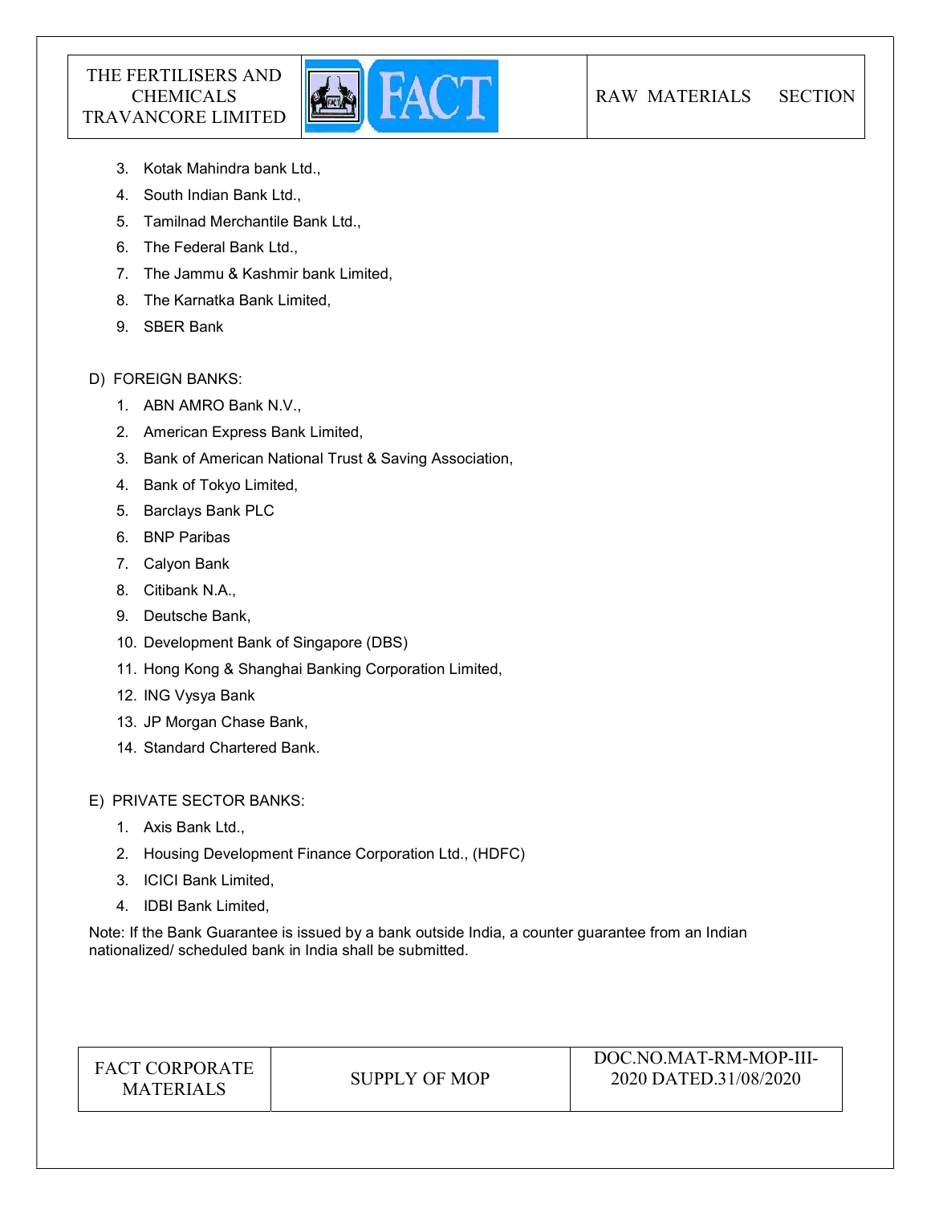3. Kotak Mahindra bank Ltd.,
4. South Indian Bank Ltd.,
5. Tamilnad Merchantile Bank Ltd.,
6. The Federal Bank Ltd.,
7. The Jammu & Kashmir bank Limited,
8. The Karnatka Bank Limited,
9. SBER Bank

D) FOREIGN BANKS:

1. ABN AMRO Bank N.V.,
2. American Express Bank Limited,
3. Bank of American National Trust & Saving Association,
4. Bank of Tokyo Limited,
5. Barclays Bank PLC
6. BNP Paribas
7. Calyon Bank
8. Citibank N.A.,
9. Deutsche Bank,
10. Development Bank of Singapore (DBS)
11. Hong Kong & Shanghai Banking Corporation Limited,
12. ING Vysya Bank
13. JP Morgan Chase Bank,
14. Standard Chartered Bank.

E) PRIVATE SECTOR BANKS:

1. Axis Bank Ltd.,
2. Housing Development Finance Corporation Ltd., (HDFC)
3. ICICI Bank Limited,
4. IDBI Bank Limited,

Note: If the Bank Guarantee is issued by a bank outside India, a counter guarantee from an Indian nationalized/ scheduled bank in India shall be submitted.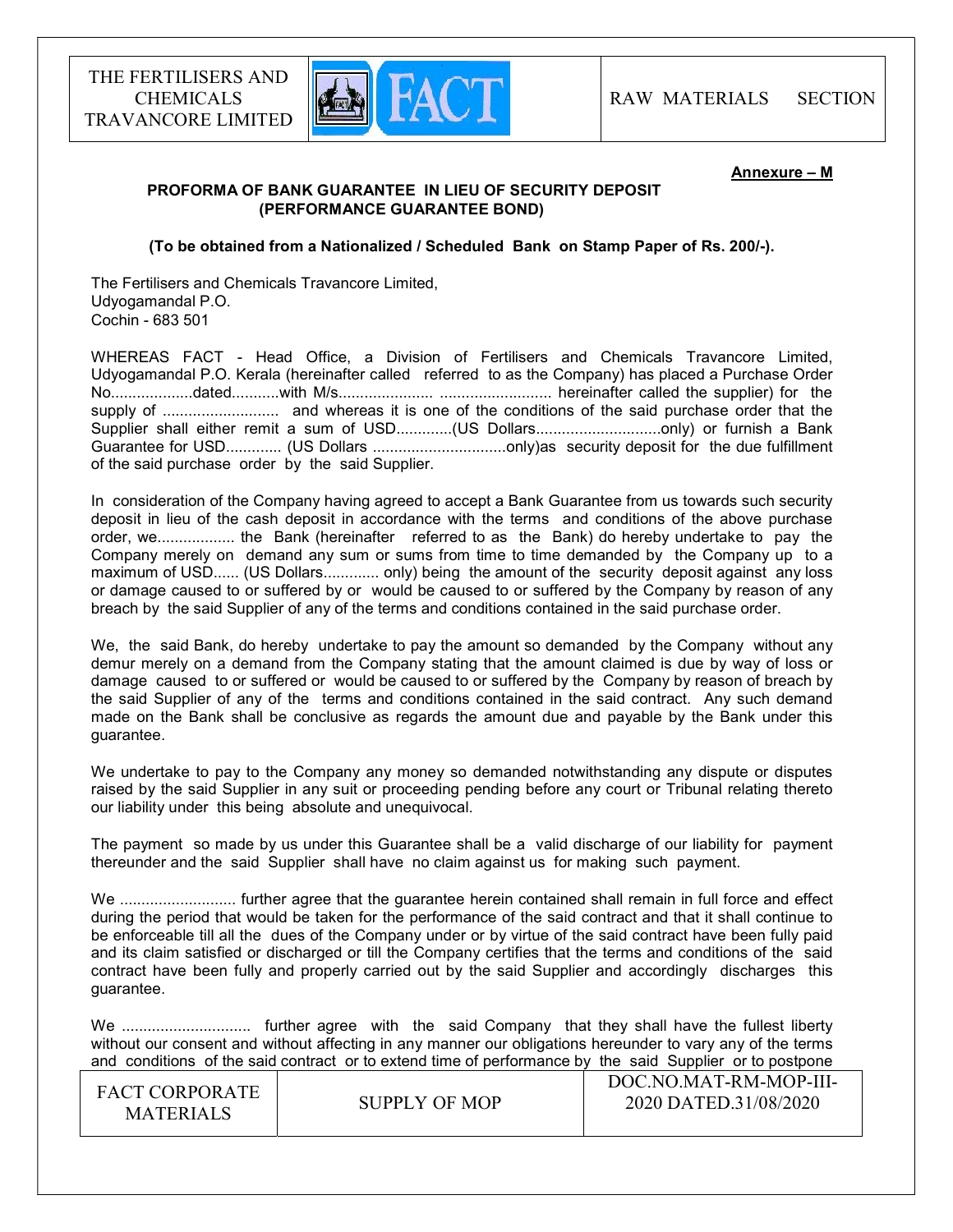**Annexure – M**

**PROFORMA OF BANK GUARANTEE IN LIEU OF SECURITY DEPOSIT (PERFORMANCE GUARANTEE BOND)**

**(To be obtained from a Nationalized / Scheduled Bank on Stamp Paper of Rs. 200/-).**

The Fertilisers and Chemicals Travancore Limited,
Udyogamandal P.O.
Cochin - 683 501

WHEREAS FACT - Head Office, a Division of Fertilisers and Chemicals Travancore Limited, Udyogamandal P.O. Kerala (hereinafter called referred to as the Company) has placed a Purchase Order No...................dated...........with M/s..................... .......................... hereinafter called the supplier) for the supply of ........................... and whereas it is one of the conditions of the said purchase order that the Supplier shall either remit a sum of USD.............(US Dollars.............................only) or furnish a Bank Guarantee for USD............. (US Dollars ...............................only)as security deposit for the due fulfillment of the said purchase order by the said Supplier.

In consideration of the Company having agreed to accept a Bank Guarantee from us towards such security deposit in lieu of the cash deposit in accordance with the terms and conditions of the above purchase order, we.................. the Bank (hereinafter referred to as the Bank) do hereby undertake to pay the Company merely on demand any sum or sums from time to time demanded by the Company up to a maximum of USD...... (US Dollars............. only) being the amount of the security deposit against any loss or damage caused to or suffered by or would be caused to or suffered by the Company by reason of any breach by the said Supplier of any of the terms and conditions contained in the said purchase order.

We, the said Bank, do hereby undertake to pay the amount so demanded by the Company without any demur merely on a demand from the Company stating that the amount claimed is due by way of loss or damage caused to or suffered or would be caused to or suffered by the Company by reason of breach by the said Supplier of any of the terms and conditions contained in the said contract. Any such demand made on the Bank shall be conclusive as regards the amount due and payable by the Bank under this guarantee.

We undertake to pay to the Company any money so demanded notwithstanding any dispute or disputes raised by the said Supplier in any suit or proceeding pending before any court or Tribunal relating thereto our liability under this being absolute and unequivocal.

The payment so made by us under this Guarantee shall be a valid discharge of our liability for payment thereunder and the said Supplier shall have no claim against us for making such payment.

We ........................... further agree that the guarantee herein contained shall remain in full force and effect during the period that would be taken for the performance of the said contract and that it shall continue to be enforceable till all the dues of the Company under or by virtue of the said contract have been fully paid and its claim satisfied or discharged or till the Company certifies that the terms and conditions of the said contract have been fully and properly carried out by the said Supplier and accordingly discharges this guarantee.

We .............................. further agree with the said Company that they shall have the fullest liberty without our consent and without affecting in any manner our obligations hereunder to vary any of the terms and conditions of the said contract or to extend time of performance by the said Supplier or to postpone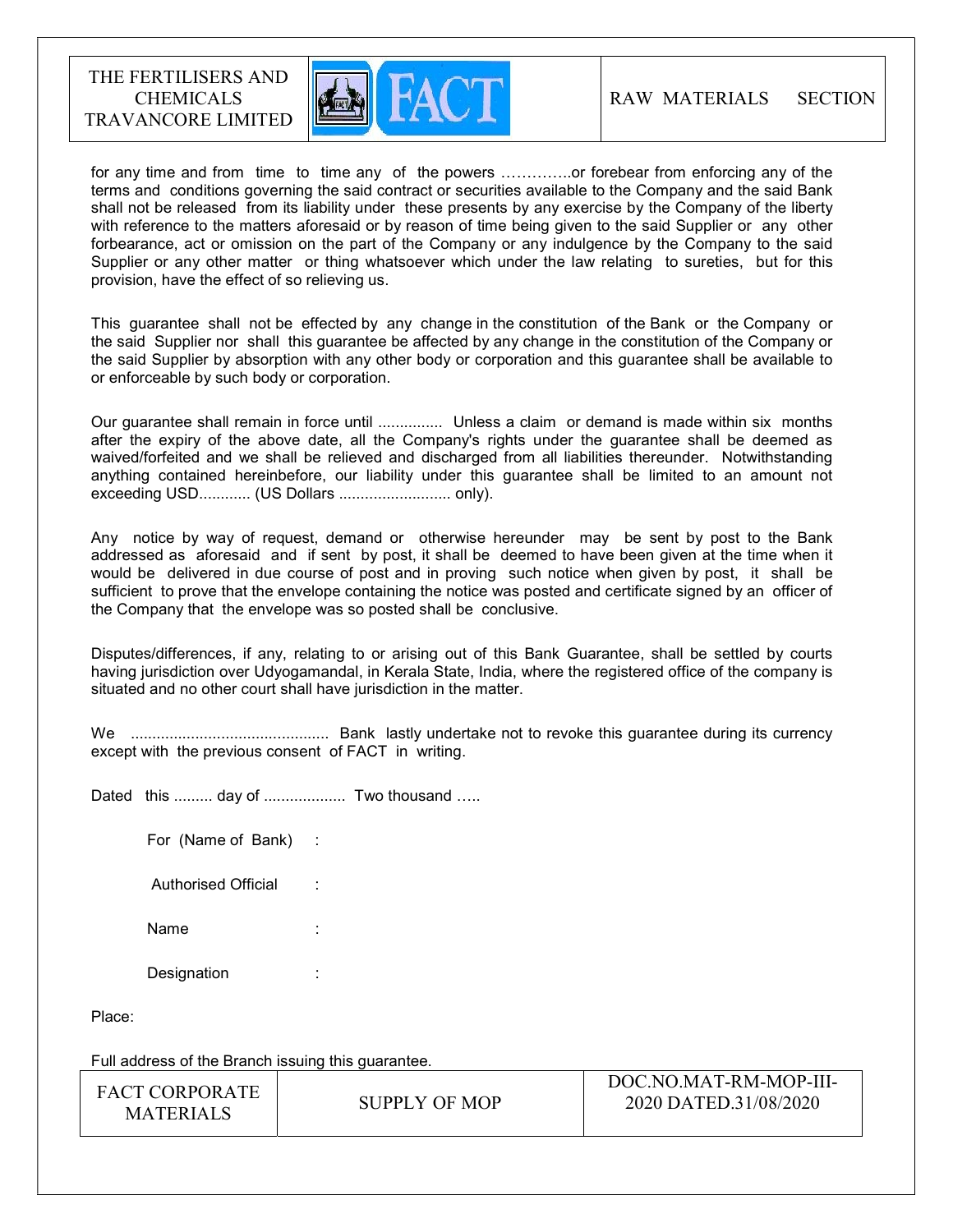for any time and from time to time any of the powers …………..or forebear from enforcing any of the terms and conditions governing the said contract or securities available to the Company and the said Bank shall not be released from its liability under these presents by any exercise by the Company of the liberty with reference to the matters aforesaid or by reason of time being given to the said Supplier or any other forbearance, act or omission on the part of the Company or any indulgence by the Company to the said Supplier or any other matter or thing whatsoever which under the law relating to sureties, but for this provision, have the effect of so relieving us.

This guarantee shall not be effected by any change in the constitution of the Bank or the Company or the said Supplier nor shall this guarantee be affected by any change in the constitution of the Company or the said Supplier by absorption with any other body or corporation and this guarantee shall be available to or enforceable by such body or corporation.

Our guarantee shall remain in force until ............... Unless a claim or demand is made within six months after the expiry of the above date, all the Company's rights under the guarantee shall be deemed as waived/forfeited and we shall be relieved and discharged from all liabilities thereunder. Notwithstanding anything contained hereinbefore, our liability under this guarantee shall be limited to an amount not exceeding USD............ (US Dollars .......................... only).

Any notice by way of request, demand or otherwise hereunder may be sent by post to the Bank addressed as aforesaid and if sent by post, it shall be deemed to have been given at the time when it would be delivered in due course of post and in proving such notice when given by post, it shall be sufficient to prove that the envelope containing the notice was posted and certificate signed by an officer of the Company that the envelope was so posted shall be conclusive.

Disputes/differences, if any, relating to or arising out of this Bank Guarantee, shall be settled by courts having jurisdiction over Udyogamandal, in Kerala State, India, where the registered office of the company is situated and no other court shall have jurisdiction in the matter.

We ............................................. Bank lastly undertake not to revoke this guarantee during its currency except with the previous consent of FACT in writing.

Dated this ......... day of .................. Two thousand …..

For (Name of Bank) :

Authorised Official :

Name :

Designation :

Place:

Full address of the Branch issuing this guarantee.